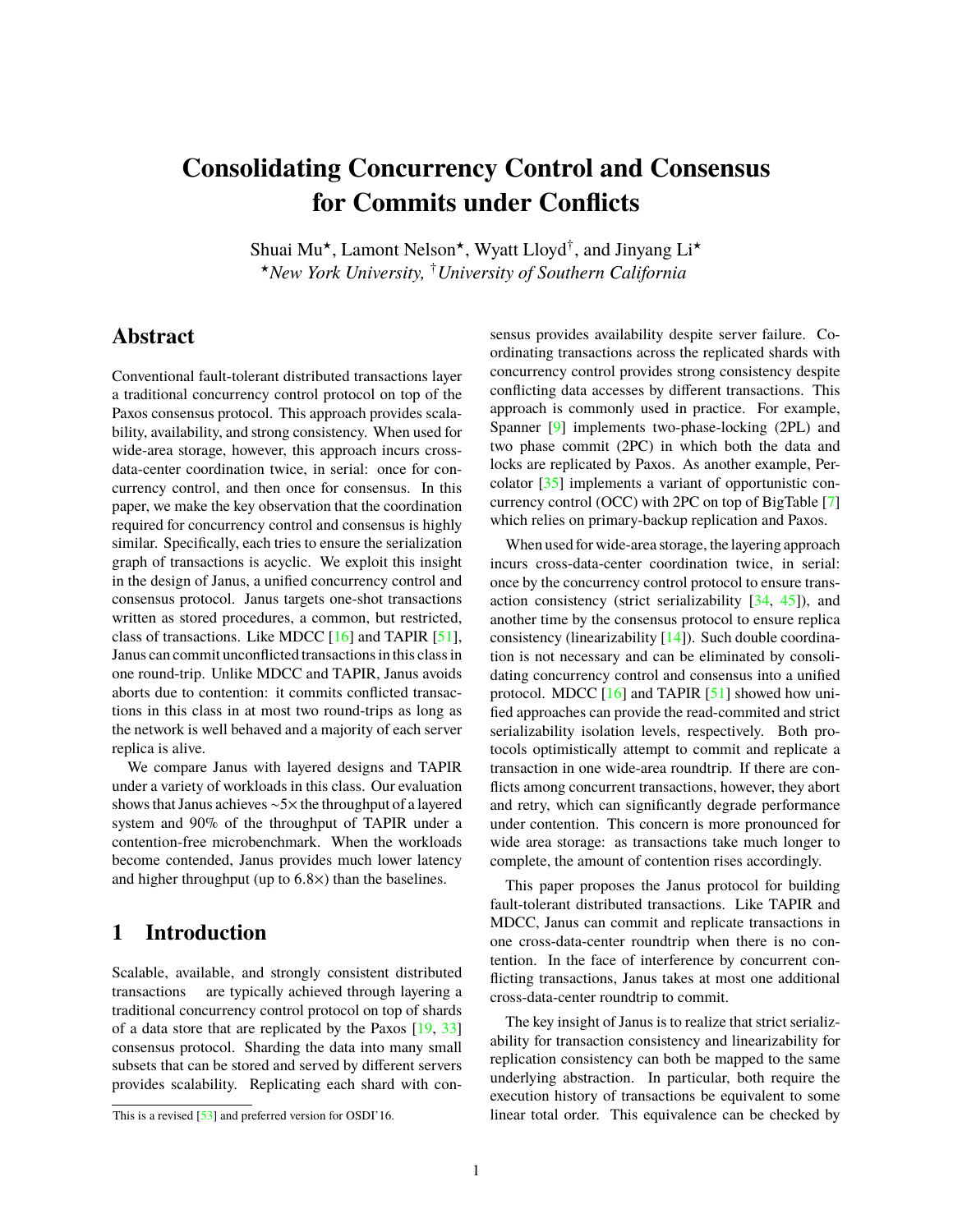# Consolidating Concurrency Control and Consensus for Commits under Conflicts

Shuai Mu⋆, Lamont Nelson⋆, Wyatt Lloyd†, and Jinyang Li⋆

⋆*New York University,* †*University of Southern California*

## Abstract

Conventional fault-tolerant distributed transactions layer a traditional concurrency control protocol on top of the Paxos consensus protocol. This approach provides scalability, availability, and strong consistency. When used for wide-area storage, however, this approach incurs cross-data-center coordination twice, in serial: once for concurrency control, and then once for consensus. In this paper, we make the key observation that the coordination required for concurrency control and consensus is highly similar. Specifically, each tries to ensure the serialization graph of transactions is acyclic. We exploit this insight in the design of Janus, a unified concurrency control and consensus protocol. Janus targets one-shot transactions written as stored procedures, a common, but restricted, class of transactions. Like MDCC [16] and TAPIR [51], Janus can commit unconflicted transactions in this class in one round-trip. Unlike MDCC and TAPIR, Janus avoids aborts due to contention: it commits conflicted transactions in this class in at most two round-trips as long as the network is well behaved and a majority of each server replica is alive.

We compare Janus with layered designs and TAPIR under a variety of workloads in this class. Our evaluation shows that Janus achieves ~5× the throughput of a layered system and 90% of the throughput of TAPIR under a contention-free microbenchmark. When the workloads become contended, Janus provides much lower latency and higher throughput (up to 6.8×) than the baselines.

## 1 Introduction

Scalable, available, and strongly consistent distributed transactions are typically achieved through layering a traditional concurrency control protocol on top of shards of a data store that are replicated by the Paxos [19, 33] consensus protocol. Sharding the data into many small subsets that can be stored and served by different servers provides scalability. Replicating each shard with consensus provides availability despite server failure. Coordinating transactions across the replicated shards with concurrency control provides strong consistency despite conflicting data accesses by different transactions. This approach is commonly used in practice. For example, Spanner [9] implements two-phase-locking (2PL) and two phase commit (2PC) in which both the data and locks are replicated by Paxos. As another example, Percolator [35] implements a variant of opportunistic concurrency control (OCC) with 2PC on top of BigTable [7] which relies on primary-backup replication and Paxos.

When used for wide-area storage, the layering approach incurs cross-data-center coordination twice, in serial: once by the concurrency control protocol to ensure transaction consistency (strict serializability [34, 45]), and another time by the consensus protocol to ensure replica consistency (linearizability [14]). Such double coordination is not necessary and can be eliminated by consolidating concurrency control and consensus into a unified protocol. MDCC [16] and TAPIR [51] showed how unified approaches can provide the read-commited and strict serializability isolation levels, respectively. Both protocols optimistically attempt to commit and replicate a transaction in one wide-area roundtrip. If there are conflicts among concurrent transactions, however, they abort and retry, which can significantly degrade performance under contention. This concern is more pronounced for wide area storage: as transactions take much longer to complete, the amount of contention rises accordingly.

This paper proposes the Janus protocol for building fault-tolerant distributed transactions. Like TAPIR and MDCC, Janus can commit and replicate transactions in one cross-data-center roundtrip when there is no contention. In the face of interference by concurrent conflicting transactions, Janus takes at most one additional cross-data-center roundtrip to commit.

The key insight of Janus is to realize that strict serializability for transaction consistency and linearizability for replication consistency can both be mapped to the same underlying abstraction. In particular, both require the execution history of transactions be equivalent to some linear total order. This equivalence can be checked by

This is a revised [53] and preferred version for OSDI'16.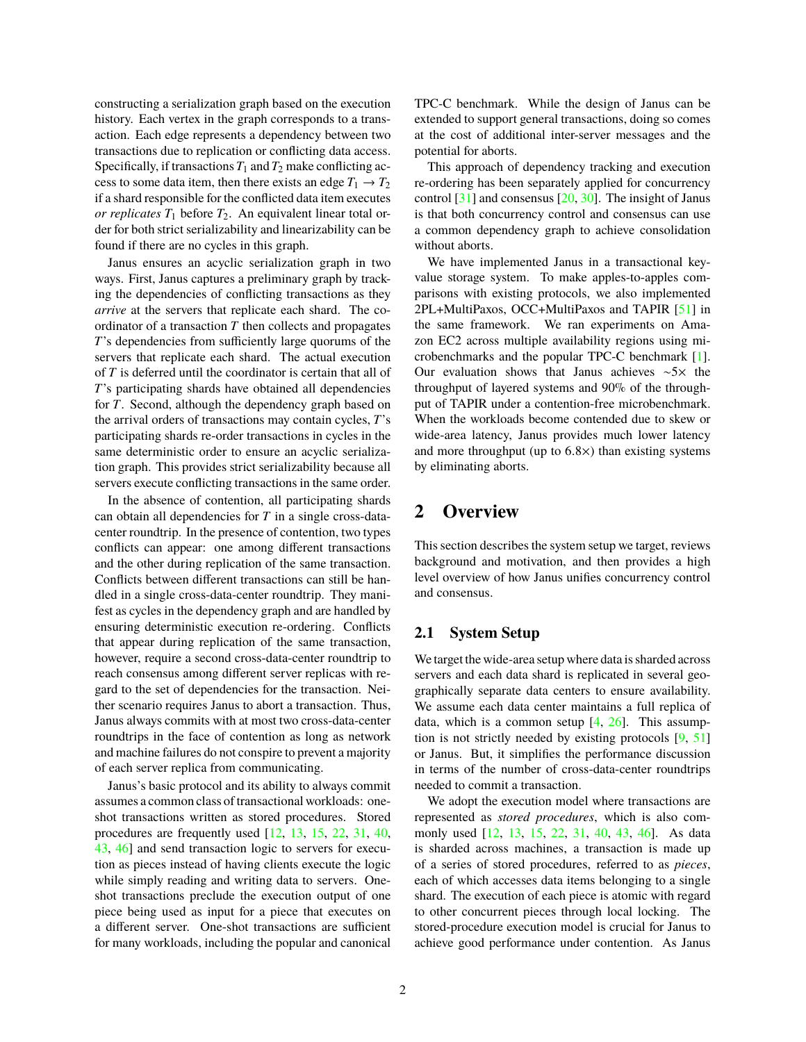constructing a serialization graph based on the execution history. Each vertex in the graph corresponds to a transaction. Each edge represents a dependency between two transactions due to replication or conflicting data access. Specifically, if transactions $T_1$ and $T_2$ make conflicting access to some data item, then there exists an edge $T_1 \rightarrow T_2$ if a shard responsible for the conflicted data item executes *or replicates* $T_1$ before $T_2$. An equivalent linear total order for both strict serializability and linearizability can be found if there are no cycles in this graph.

Janus ensures an acyclic serialization graph in two ways. First, Janus captures a preliminary graph by tracking the dependencies of conflicting transactions as they *arrive* at the servers that replicate each shard. The coordinator of a transaction $T$ then collects and propagates $T$'s dependencies from sufficiently large quorums of the servers that replicate each shard. The actual execution of $T$ is deferred until the coordinator is certain that all of $T$'s participating shards have obtained all dependencies for $T$. Second, although the dependency graph based on the arrival orders of transactions may contain cycles, $T$'s participating shards re-order transactions in cycles in the same deterministic order to ensure an acyclic serialization graph. This provides strict serializability because all servers execute conflicting transactions in the same order.

In the absence of contention, all participating shards can obtain all dependencies for $T$ in a single cross-data-center roundtrip. In the presence of contention, two types conflicts can appear: one among different transactions and the other during replication of the same transaction. Conflicts between different transactions can still be handled in a single cross-data-center roundtrip. They manifest as cycles in the dependency graph and are handled by ensuring deterministic execution re-ordering. Conflicts that appear during replication of the same transaction, however, require a second cross-data-center roundtrip to reach consensus among different server replicas with regard to the set of dependencies for the transaction. Neither scenario requires Janus to abort a transaction. Thus, Janus always commits with at most two cross-data-center roundtrips in the face of contention as long as network and machine failures do not conspire to prevent a majority of each server replica from communicating.

Janus's basic protocol and its ability to always commit assumes a common class of transactional workloads: one-shot transactions written as stored procedures. Stored procedures are frequently used [12, 13, 15, 22, 31, 40, 43, 46] and send transaction logic to servers for execution as pieces instead of having clients execute the logic while simply reading and writing data to servers. One-shot transactions preclude the execution output of one piece being used as input for a piece that executes on a different server. One-shot transactions are sufficient for many workloads, including the popular and canonical TPC-C benchmark. While the design of Janus can be extended to support general transactions, doing so comes at the cost of additional inter-server messages and the potential for aborts.

This approach of dependency tracking and execution re-ordering has been separately applied for concurrency control [31] and consensus [20, 30]. The insight of Janus is that both concurrency control and consensus can use a common dependency graph to achieve consolidation without aborts.

We have implemented Janus in a transactional key-value storage system. To make apples-to-apples comparisons with existing protocols, we also implemented 2PL+MultiPaxos, OCC+MultiPaxos and TAPIR [51] in the same framework. We ran experiments on Amazon EC2 across multiple availability regions using microbenchmarks and the popular TPC-C benchmark [1]. Our evaluation shows that Janus achieves ~5× the throughput of layered systems and 90% of the throughput of TAPIR under a contention-free microbenchmark. When the workloads become contended due to skew or wide-area latency, Janus provides much lower latency and more throughput (up to 6.8×) than existing systems by eliminating aborts.

## 2 Overview

This section describes the system setup we target, reviews background and motivation, and then provides a high level overview of how Janus unifies concurrency control and consensus.

### 2.1 System Setup

We target the wide-area setup where data is sharded across servers and each data shard is replicated in several geographically separate data centers to ensure availability. We assume each data center maintains a full replica of data, which is a common setup [4, 26]. This assumption is not strictly needed by existing protocols [9, 51] or Janus. But, it simplifies the performance discussion in terms of the number of cross-data-center roundtrips needed to commit a transaction.

We adopt the execution model where transactions are represented as *stored procedures*, which is also commonly used [12, 13, 15, 22, 31, 40, 43, 46]. As data is sharded across machines, a transaction is made up of a series of stored procedures, referred to as *pieces*, each of which accesses data items belonging to a single shard. The execution of each piece is atomic with regard to other concurrent pieces through local locking. The stored-procedure execution model is crucial for Janus to achieve good performance under contention. As Janus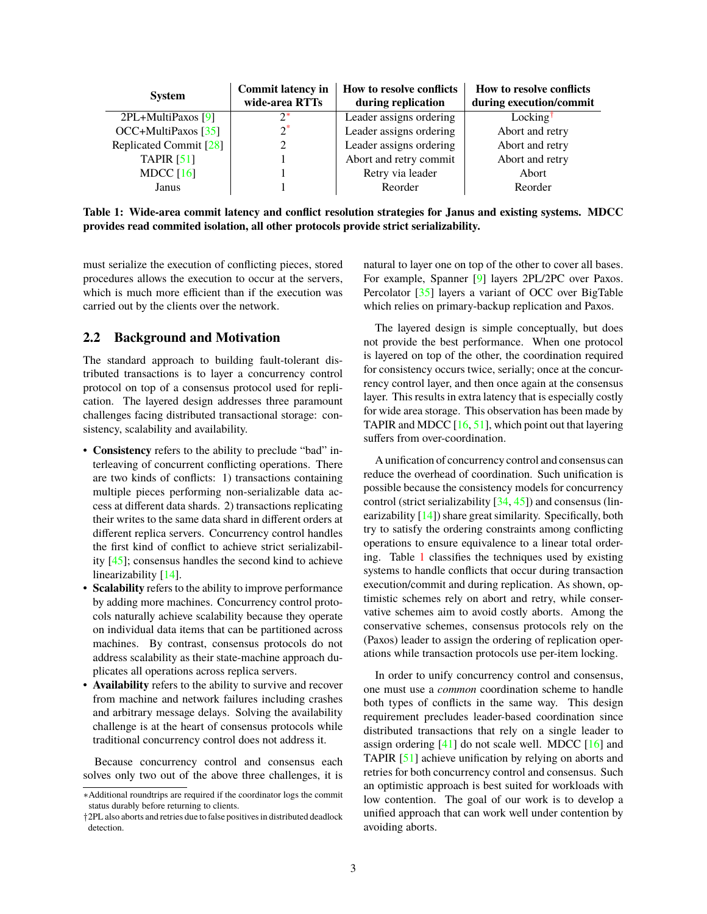| System | Commit latency in wide-area RTTs | How to resolve conflicts during replication | How to resolve conflicts during execution/commit |
|---|---|---|---|
| 2PL+MultiPaxos [9] | 2* | Leader assigns ordering | Locking† |
| OCC+MultiPaxos [35] | 2* | Leader assigns ordering | Abort and retry |
| Replicated Commit [28] | 2 | Leader assigns ordering | Abort and retry |
| TAPIR [51] | 1 | Abort and retry commit | Abort and retry |
| MDCC [16] | 1 | Retry via leader | Abort |
| Janus | 1 | Reorder | Reorder |

**Table 1: Wide-area commit latency and conflict resolution strategies for Janus and existing systems. MDCC provides read commited isolation, all other protocols provide strict serializability.**

must serialize the execution of conflicting pieces, stored procedures allows the execution to occur at the servers, which is much more efficient than if the execution was carried out by the clients over the network.

## 2.2 Background and Motivation

The standard approach to building fault-tolerant distributed transactions is to layer a concurrency control protocol on top of a consensus protocol used for replication. The layered design addresses three paramount challenges facing distributed transactional storage: consistency, scalability and availability.

- **Consistency** refers to the ability to preclude "bad" interleaving of concurrent conflicting operations. There are two kinds of conflicts: 1) transactions containing multiple pieces performing non-serializable data access at different data shards. 2) transactions replicating their writes to the same data shard in different orders at different replica servers. Concurrency control handles the first kind of conflict to achieve strict serializability [45]; consensus handles the second kind to achieve linearizability [14].
- **Scalability** refers to the ability to improve performance by adding more machines. Concurrency control protocols naturally achieve scalability because they operate on individual data items that can be partitioned across machines. By contrast, consensus protocols do not address scalability as their state-machine approach duplicates all operations across replica servers.
- **Availability** refers to the ability to survive and recover from machine and network failures including crashes and arbitrary message delays. Solving the availability challenge is at the heart of consensus protocols while traditional concurrency control does not address it.

Because concurrency control and consensus each solves only two out of the above three challenges, it is natural to layer one on top of the other to cover all bases. For example, Spanner [9] layers 2PL/2PC over Paxos. Percolator [35] layers a variant of OCC over BigTable which relies on primary-backup replication and Paxos.

The layered design is simple conceptually, but does not provide the best performance. When one protocol is layered on top of the other, the coordination required for consistency occurs twice, serially; once at the concurrency control layer, and then once again at the consensus layer. This results in extra latency that is especially costly for wide area storage. This observation has been made by TAPIR and MDCC [16, 51], which point out that layering suffers from over-coordination.

A unification of concurrency control and consensus can reduce the overhead of coordination. Such unification is possible because the consistency models for concurrency control (strict serializability [34, 45]) and consensus (linearizability [14]) share great similarity. Specifically, both try to satisfy the ordering constraints among conflicting operations to ensure equivalence to a linear total ordering. Table 1 classifies the techniques used by existing systems to handle conflicts that occur during transaction execution/commit and during replication. As shown, optimistic schemes rely on abort and retry, while conservative schemes aim to avoid costly aborts. Among the conservative schemes, consensus protocols rely on the (Paxos) leader to assign the ordering of replication operations while transaction protocols use per-item locking.

In order to unify concurrency control and consensus, one must use a *common* coordination scheme to handle both types of conflicts in the same way. This design requirement precludes leader-based coordination since distributed transactions that rely on a single leader to assign ordering [41] do not scale well. MDCC [16] and TAPIR [51] achieve unification by relying on aborts and retries for both concurrency control and consensus. Such an optimistic approach is best suited for workloads with low contention. The goal of our work is to develop a unified approach that can work well under contention by avoiding aborts.

∗Additional roundtrips are required if the coordinator logs the commit status durably before returning to clients.

†2PL also aborts and retries due to false positives in distributed deadlock detection.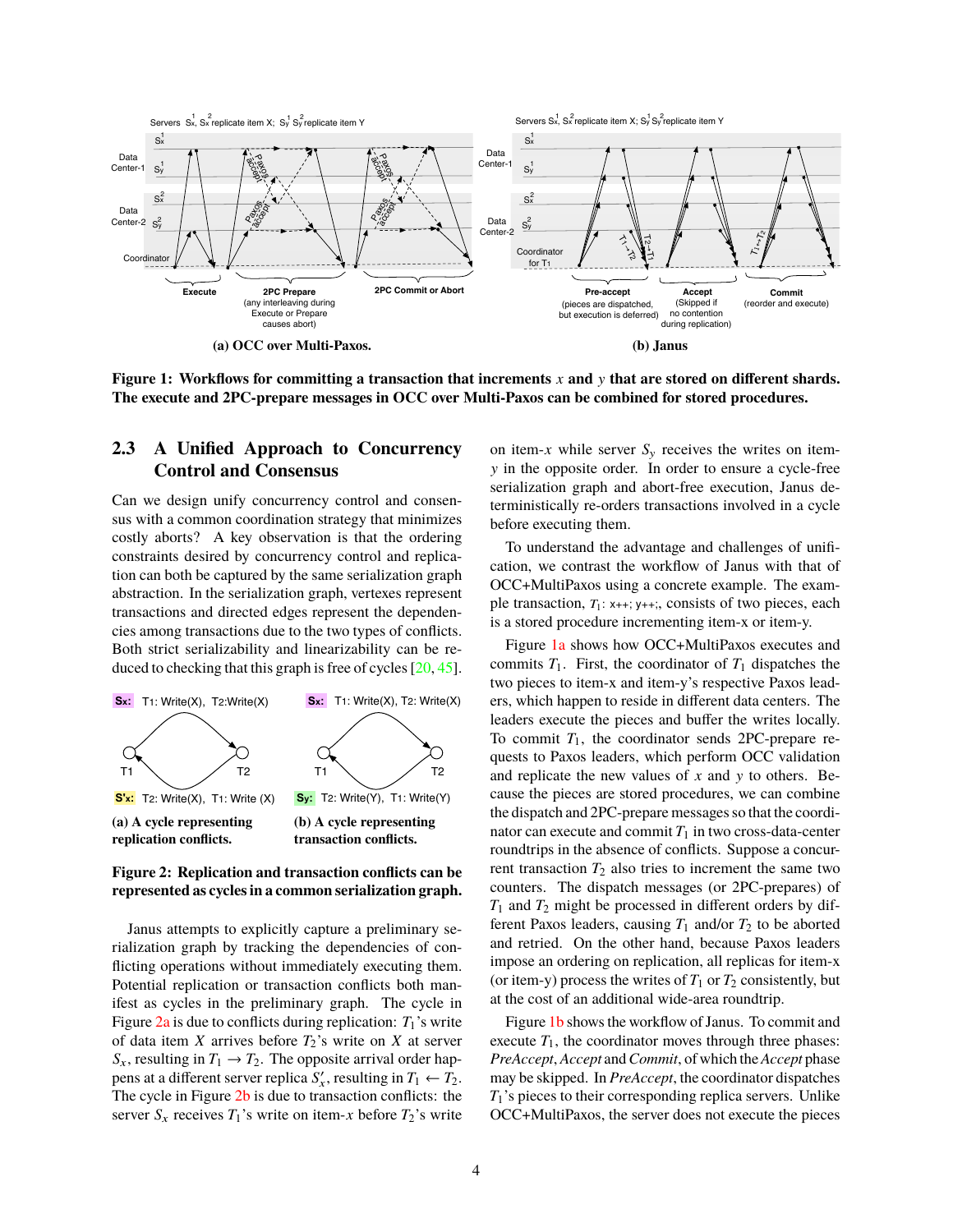**(a) OCC over Multi-Paxos.**

**(b) Janus**

**Figure 1: Workflows for committing a transaction that increments $x$ and $y$ that are stored on different shards. The execute and 2PC-prepare messages in OCC over Multi-Paxos can be combined for stored procedures.**

## 2.3 A Unified Approach to Concurrency Control and Consensus

Can we design unify concurrency control and consensus with a common coordination strategy that minimizes costly aborts? A key observation is that the ordering constraints desired by concurrency control and replication can both be captured by the same serialization graph abstraction. In the serialization graph, vertexes represent transactions and directed edges represent the dependencies among transactions due to the two types of conflicts. Both strict serializability and linearizability can be reduced to checking that this graph is free of cycles [20, 45].

**(a) A cycle representing replication conflicts.**

**(b) A cycle representing transaction conflicts.**

**Figure 2: Replication and transaction conflicts can be represented as cycles in a common serialization graph.**

Janus attempts to explicitly capture a preliminary serialization graph by tracking the dependencies of conflicting operations without immediately executing them. Potential replication or transaction conflicts both manifest as cycles in the preliminary graph. The cycle in Figure 2a is due to conflicts during replication: $T_1$'s write of data item $X$ arrives before $T_2$'s write on $X$ at server $S_x$, resulting in $T_1 \rightarrow T_2$. The opposite arrival order happens at a different server replica $S'_x$, resulting in $T_1 \leftarrow T_2$. The cycle in Figure 2b is due to transaction conflicts: the server $S_x$ receives $T_1$'s write on item-$x$ before $T_2$'s write on item-$x$ while server $S_y$ receives the writes on item-$y$ in the opposite order. In order to ensure a cycle-free serialization graph and abort-free execution, Janus deterministically re-orders transactions involved in a cycle before executing them.

To understand the advantage and challenges of unification, we contrast the workflow of Janus with that of OCC+MultiPaxos using a concrete example. The example transaction, $T_1$: `x++; y++;`, consists of two pieces, each is a stored procedure incrementing item-x or item-y.

Figure 1a shows how OCC+MultiPaxos executes and commits $T_1$. First, the coordinator of $T_1$ dispatches the two pieces to item-x and item-y's respective Paxos leaders, which happen to reside in different data centers. The leaders execute the pieces and buffer the writes locally. To commit $T_1$, the coordinator sends 2PC-prepare requests to Paxos leaders, which perform OCC validation and replicate the new values of $x$ and $y$ to others. Because the pieces are stored procedures, we can combine the dispatch and 2PC-prepare messages so that the coordinator can execute and commit $T_1$ in two cross-data-center roundtrips in the absence of conflicts. Suppose a concurrent transaction $T_2$ also tries to increment the same two counters. The dispatch messages (or 2PC-prepares) of $T_1$ and $T_2$ might be processed in different orders by different Paxos leaders, causing $T_1$ and/or $T_2$ to be aborted and retried. On the other hand, because Paxos leaders impose an ordering on replication, all replicas for item-x (or item-y) process the writes of $T_1$ or $T_2$ consistently, but at the cost of an additional wide-area roundtrip.

Figure 1b shows the workflow of Janus. To commit and execute $T_1$, the coordinator moves through three phases: *PreAccept*, *Accept* and *Commit*, of which the *Accept* phase may be skipped. In *PreAccept*, the coordinator dispatches $T_1$'s pieces to their corresponding replica servers. Unlike OCC+MultiPaxos, the server does not execute the pieces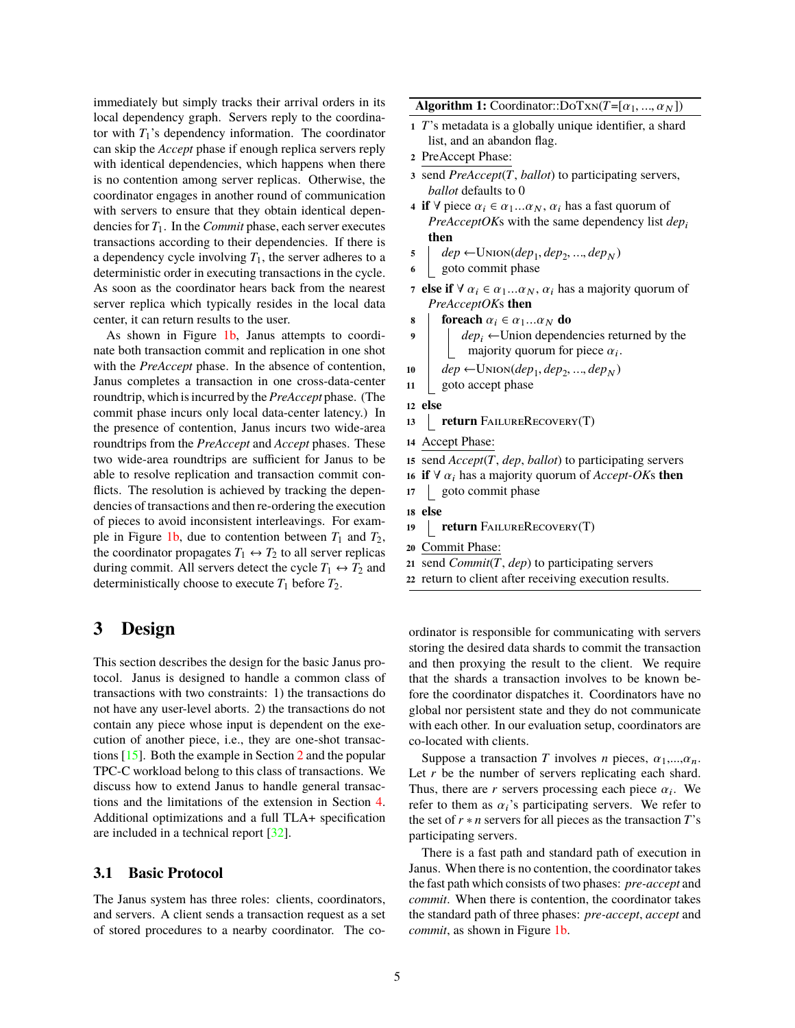immediately but simply tracks their arrival orders in its local dependency graph. Servers reply to the coordinator with $T_1$'s dependency information. The coordinator can skip the *Accept* phase if enough replica servers reply with identical dependencies, which happens when there is no contention among server replicas. Otherwise, the coordinator engages in another round of communication with servers to ensure that they obtain identical dependencies for $T_1$. In the *Commit* phase, each server executes transactions according to their dependencies. If there is a dependency cycle involving $T_1$, the server adheres to a deterministic order in executing transactions in the cycle. As soon as the coordinator hears back from the nearest server replica which typically resides in the local data center, it can return results to the user.

As shown in Figure 1b, Janus attempts to coordinate both transaction commit and replication in one shot with the *PreAccept* phase. In the absence of contention, Janus completes a transaction in one cross-data-center roundtrip, which is incurred by the *PreAccept* phase. (The commit phase incurs only local data-center latency.) In the presence of contention, Janus incurs two wide-area roundtrips from the *PreAccept* and *Accept* phases. These two wide-area roundtrips are sufficient for Janus to be able to resolve replication and transaction commit conflicts. The resolution is achieved by tracking the dependencies of transactions and then re-ordering the execution of pieces to avoid inconsistent interleavings. For example in Figure 1b, due to contention between $T_1$ and $T_2$, the coordinator propagates $T_1 \leftrightarrow T_2$ to all server replicas during commit. All servers detect the cycle $T_1 \leftrightarrow T_2$ and deterministically choose to execute $T_1$ before $T_2$.

**Algorithm 1:** Coordinator::DoTxn($T$=[$\alpha_1, ..., \alpha_N$])

```
1  T's metadata is a globally unique identifier, a shard
   list, and an abandon flag.
2  PreAccept Phase:
3  send PreAccept(T, ballot) to participating servers,
   ballot defaults to 0
4  if ∀ piece α_i ∈ α_1...α_N, α_i has a fast quorum of
   PreAcceptOKs with the same dependency list dep_i
   then
5      dep ← Union(dep_1, dep_2, ..., dep_N)
6      goto commit phase
7  else if ∀ α_i ∈ α_1...α_N, α_i has a majority quorum of
   PreAcceptOKs then
8      foreach α_i ∈ α_1...α_N do
9          dep_i ← Union dependencies returned by the
           majority quorum for piece α_i.
10     dep ← Union(dep_1, dep_2, ..., dep_N)
11     goto accept phase
12 else
13     return FailureRecovery(T)
14 Accept Phase:
15 send Accept(T, dep, ballot) to participating servers
16 if ∀ α_i has a majority quorum of Accept-OKs then
17     goto commit phase
18 else
19     return FailureRecovery(T)
20 Commit Phase:
21 send Commit(T, dep) to participating servers
22 return to client after receiving execution results.
```

# 3 Design

This section describes the design for the basic Janus protocol. Janus is designed to handle a common class of transactions with two constraints: 1) the transactions do not have any user-level aborts. 2) the transactions do not contain any piece whose input is dependent on the execution of another piece, i.e., they are one-shot transactions [15]. Both the example in Section 2 and the popular TPC-C workload belong to this class of transactions. We discuss how to extend Janus to handle general transactions and the limitations of the extension in Section 4. Additional optimizations and a full TLA+ specification are included in a technical report [32].

## 3.1 Basic Protocol

The Janus system has three roles: clients, coordinators, and servers. A client sends a transaction request as a set of stored procedures to a nearby coordinator. The coordinator is responsible for communicating with servers storing the desired data shards to commit the transaction and then proxying the result to the client. We require that the shards a transaction involves to be known before the coordinator dispatches it. Coordinators have no global nor persistent state and they do not communicate with each other. In our evaluation setup, coordinators are co-located with clients.

Suppose a transaction $T$ involves $n$ pieces, $\alpha_1$,...,$\alpha_n$. Let $r$ be the number of servers replicating each shard. Thus, there are $r$ servers processing each piece $\alpha_i$. We refer to them as $\alpha_i$'s participating servers. We refer to the set of $r * n$ servers for all pieces as the transaction $T$'s participating servers.

There is a fast path and standard path of execution in Janus. When there is no contention, the coordinator takes the fast path which consists of two phases: *pre-accept* and *commit*. When there is contention, the coordinator takes the standard path of three phases: *pre-accept*, *accept* and *commit*, as shown in Figure 1b.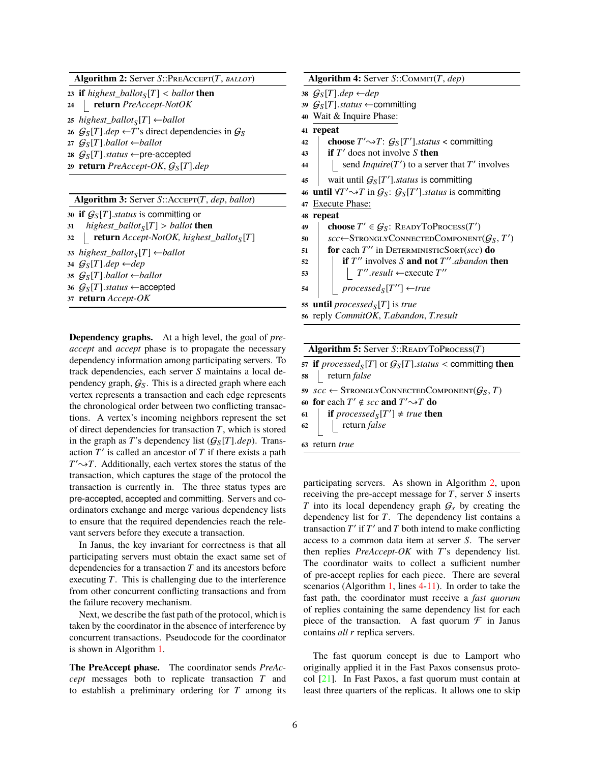**Algorithm 2:** Server $S$::PreAccept($T$, *ballot*)

```
23 if highest_ballot_S[T] < ballot then
24     return PreAccept-NotOK
25 highest_ballot_S[T] ← ballot
26 G_S[T].dep ← T's direct dependencies in G_S
27 G_S[T].ballot ← ballot
28 G_S[T].status ← pre-accepted
29 return PreAccept-OK, G_S[T].dep
```

**Algorithm 3:** Server $S$::Accept($T$, *dep*, *ballot*)

```
30 if G_S[T].status is committing or
31    highest_ballot_S[T] > ballot then
32     return Accept-NotOK, highest_ballot_S[T]
33 highest_ballot_S[T] ← ballot
34 G_S[T].dep ← dep
35 G_S[T].ballot ← ballot
36 G_S[T].status ← accepted
37 return Accept-OK
```

**Dependency graphs.** At a high level, the goal of *pre-accept* and *accept* phase is to propagate the necessary dependency information among participating servers. To track dependencies, each server $S$ maintains a local dependency graph, $\mathcal{G}_S$. This is a directed graph where each vertex represents a transaction and each edge represents the chronological order between two conflicting transactions. A vertex's incoming neighbors represent the set of direct dependencies for transaction $T$, which is stored in the graph as $T$'s dependency list ($\mathcal{G}_S[T].dep$). Transaction $T'$ is called an ancestor of $T$ if there exists a path $T' \rightsquigarrow T$. Additionally, each vertex stores the status of the transaction, which captures the stage of the protocol the transaction is currently in. The three status types are pre-accepted, accepted and committing. Servers and coordinators exchange and merge various dependency lists to ensure that the required dependencies reach the relevant servers before they execute a transaction.

In Janus, the key invariant for correctness is that all participating servers must obtain the exact same set of dependencies for a transaction $T$ and its ancestors before executing $T$. This is challenging due to the interference from other concurrent conflicting transactions and from the failure recovery mechanism.

Next, we describe the fast path of the protocol, which is taken by the coordinator in the absence of interference by concurrent transactions. Pseudocode for the coordinator is shown in Algorithm 1.

**The PreAccept phase.** The coordinator sends *PreAccept* messages both to replicate transaction $T$ and to establish a preliminary ordering for $T$ among its participating servers. As shown in Algorithm 2, upon receiving the pre-accept message for $T$, server $S$ inserts $T$ into its local dependency graph $\mathcal{G}_s$ by creating the dependency list for $T$. The dependency list contains a transaction $T'$ if $T'$ and $T$ both intend to make conflicting access to a common data item at server $S$. The server then replies *PreAccept-OK* with $T$'s dependency list. The coordinator waits to collect a sufficient number of pre-accept replies for each piece. There are several scenarios (Algorithm 1, lines 4-11). In order to take the fast path, the coordinator must receive a *fast quorum* of replies containing the same dependency list for each piece of the transaction. A fast quorum $\mathcal{F}$ in Janus contains *all* $r$ replica servers.

The fast quorum concept is due to Lamport who originally applied it in the Fast Paxos consensus protocol [21]. In Fast Paxos, a fast quorum must contain at least three quarters of the replicas. It allows one to skip

**Algorithm 4:** Server $S$::Commit($T$, *dep*)

```
38 G_S[T].dep ← dep
39 G_S[T].status ← committing
40 Wait & Inquire Phase:
41 repeat
42     choose T'⇝T: G_S[T'].status < committing
43     if T' does not involve S then
44         send Inquire(T') to a server that T' involves
45     wait until G_S[T'].status is committing
46 until ∀T'⇝T in G_S: G_S[T'].status is committing
47 Execute Phase:
48 repeat
49     choose T' ∈ G_S: ReadyToProcess(T')
50     scc ← StronglyConnectedComponent(G_S, T')
51     for each T'' in DeterministicSort(scc) do
52         if T'' involves S and not T''.abandon then
53             T''.result ← execute T''
54         processed_S[T''] ← true
55 until processed_S[T] is true
56 reply CommitOK, T.abandon, T.result
```

**Algorithm 5:** Server $S$::ReadyToProcess($T$)

```
57 if processed_S[T] or G_S[T].status < committing then
58     return false
59 scc ← StronglyConnectedComponent(G_S, T)
60 for each T' ∉ scc and T'⇝T do
61     if processed_S[T'] ≠ true then
62         return false
63 return true
```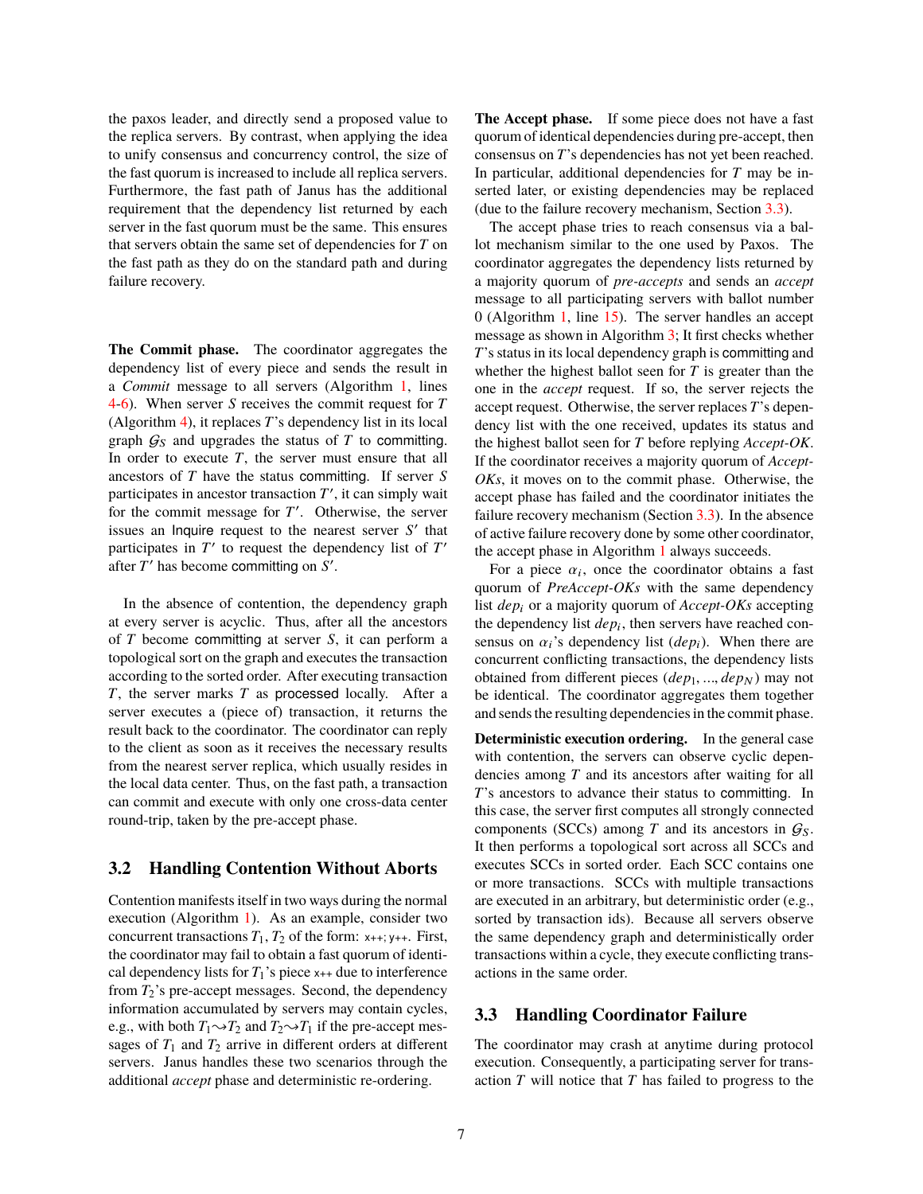the paxos leader, and directly send a proposed value to the replica servers. By contrast, when applying the idea to unify consensus and concurrency control, the size of the fast quorum is increased to include all replica servers. Furthermore, the fast path of Janus has the additional requirement that the dependency list returned by each server in the fast quorum must be the same. This ensures that servers obtain the same set of dependencies for $T$ on the fast path as they do on the standard path and during failure recovery.

**The Commit phase.** The coordinator aggregates the dependency list of every piece and sends the result in a *Commit* message to all servers (Algorithm 1, lines 4-6). When server $S$ receives the commit request for $T$ (Algorithm 4), it replaces $T$'s dependency list in its local graph $\mathcal{G}_S$ and upgrades the status of $T$ to committing. In order to execute $T$, the server must ensure that all ancestors of $T$ have the status committing. If server $S$ participates in ancestor transaction $T'$, it can simply wait for the commit message for $T'$. Otherwise, the server issues an Inquire request to the nearest server $S'$ that participates in $T'$ to request the dependency list of $T'$ after $T'$ has become committing on $S'$.

In the absence of contention, the dependency graph at every server is acyclic. Thus, after all the ancestors of $T$ become committing at server $S$, it can perform a topological sort on the graph and executes the transaction according to the sorted order. After executing transaction $T$, the server marks $T$ as processed locally. After a server executes a (piece of) transaction, it returns the result back to the coordinator. The coordinator can reply to the client as soon as it receives the necessary results from the nearest server replica, which usually resides in the local data center. Thus, on the fast path, a transaction can commit and execute with only one cross-data center round-trip, taken by the pre-accept phase.

## 3.2 Handling Contention Without Aborts

Contention manifests itself in two ways during the normal execution (Algorithm 1). As an example, consider two concurrent transactions $T_1, T_2$ of the form: `x++; y++`. First, the coordinator may fail to obtain a fast quorum of identical dependency lists for $T_1$'s piece `x++` due to interference from $T_2$'s pre-accept messages. Second, the dependency information accumulated by servers may contain cycles, e.g., with both $T_1 \rightsquigarrow T_2$ and $T_2 \rightsquigarrow T_1$ if the pre-accept messages of $T_1$ and $T_2$ arrive in different orders at different servers. Janus handles these two scenarios through the additional *accept* phase and deterministic re-ordering.

**The Accept phase.** If some piece does not have a fast quorum of identical dependencies during pre-accept, then consensus on $T$'s dependencies has not yet been reached. In particular, additional dependencies for $T$ may be inserted later, or existing dependencies may be replaced (due to the failure recovery mechanism, Section 3.3).

The accept phase tries to reach consensus via a ballot mechanism similar to the one used by Paxos. The coordinator aggregates the dependency lists returned by a majority quorum of *pre-accepts* and sends an *accept* message to all participating servers with ballot number 0 (Algorithm 1, line 15). The server handles an accept message as shown in Algorithm 3; It first checks whether $T$'s status in its local dependency graph is committing and whether the highest ballot seen for $T$ is greater than the one in the *accept* request. If so, the server rejects the accept request. Otherwise, the server replaces $T$'s dependency list with the one received, updates its status and the highest ballot seen for $T$ before replying *Accept-OK*. If the coordinator receives a majority quorum of *Accept-OKs*, it moves on to the commit phase. Otherwise, the accept phase has failed and the coordinator initiates the failure recovery mechanism (Section 3.3). In the absence of active failure recovery done by some other coordinator, the accept phase in Algorithm 1 always succeeds.

For a piece $\alpha_i$, once the coordinator obtains a fast quorum of *PreAccept-OKs* with the same dependency list $dep_i$ or a majority quorum of *Accept-OKs* accepting the dependency list $dep_i$, then servers have reached consensus on $\alpha_i$'s dependency list ($dep_i$). When there are concurrent conflicting transactions, the dependency lists obtained from different pieces ($dep_1, ..., dep_N$) may not be identical. The coordinator aggregates them together and sends the resulting dependencies in the commit phase.

**Deterministic execution ordering.** In the general case with contention, the servers can observe cyclic dependencies among $T$ and its ancestors after waiting for all $T$'s ancestors to advance their status to committing. In this case, the server first computes all strongly connected components (SCCs) among $T$ and its ancestors in $\mathcal{G}_S$. It then performs a topological sort across all SCCs and executes SCCs in sorted order. Each SCC contains one or more transactions. SCCs with multiple transactions are executed in an arbitrary, but deterministic order (e.g., sorted by transaction ids). Because all servers observe the same dependency graph and deterministically order transactions within a cycle, they execute conflicting transactions in the same order.

## 3.3 Handling Coordinator Failure

The coordinator may crash at anytime during protocol execution. Consequently, a participating server for transaction $T$ will notice that $T$ has failed to progress to the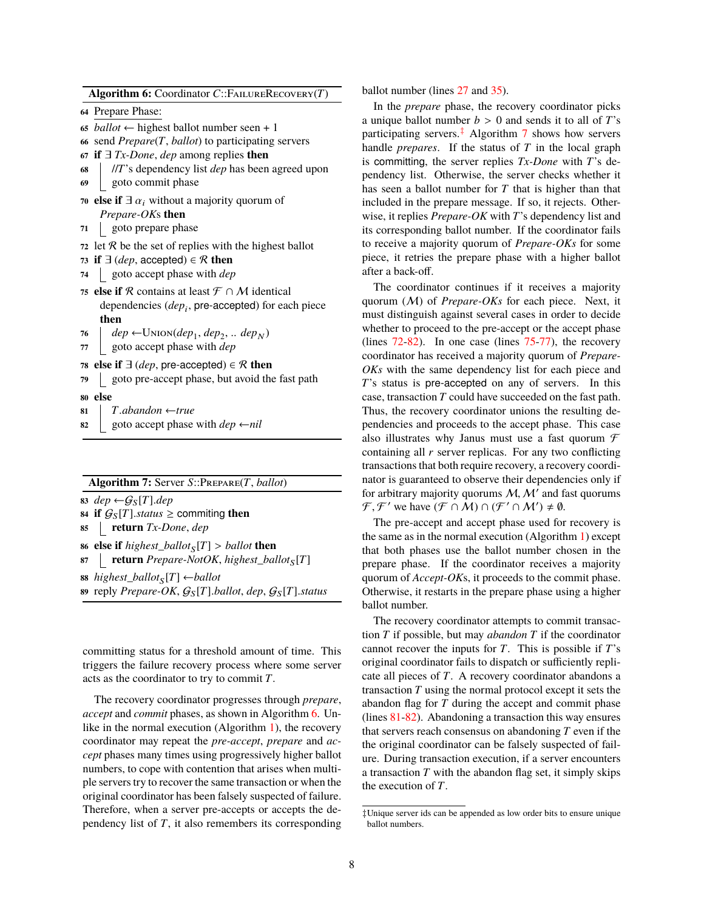**Algorithm 6:** Coordinator $C$::FailureRecovery($T$)

```
64 Prepare Phase:
65 ballot ← highest ballot number seen + 1
66 send Prepare(T, ballot) to participating servers
67 if ∃ Tx-Done, dep among replies then
68     //T's dependency list dep has been agreed upon
69     goto commit phase
70 else if ∃ α_i without a majority quorum of Prepare-OKs then
71     goto prepare phase
72 let R be the set of replies with the highest ballot
73 if ∃ (dep, accepted) ∈ R then
74     goto accept phase with dep
75 else if R contains at least F ∩ M identical dependencies (dep_i, pre-accepted) for each piece then
76     dep ←Union(dep_1, dep_2, .. dep_N)
77     goto accept phase with dep
78 else if ∃ (dep, pre-accepted) ∈ R then
79     goto pre-accept phase, but avoid the fast path
80 else
81     T.abandon ←true
82     goto accept phase with dep ←nil
```

**Algorithm 7:** Server $S$::Prepare($T$, $ballot$)

```
83 dep ←G_S[T].dep
84 if G_S[T].status ≥ commiting then
85     return Tx-Done, dep
86 else if highest_ballot_S[T] > ballot then
87     return Prepare-NotOK, highest_ballot_S[T]
88 highest_ballot_S[T] ←ballot
89 reply Prepare-OK, G_S[T].ballot, dep, G_S[T].status
```

committing status for a threshold amount of time. This triggers the failure recovery process where some server acts as the coordinator to try to commit $T$.

The recovery coordinator progresses through *prepare*, *accept* and *commit* phases, as shown in Algorithm 6. Unlike in the normal execution (Algorithm 1), the recovery coordinator may repeat the *pre-accept*, *prepare* and *accept* phases many times using progressively higher ballot numbers, to cope with contention that arises when multiple servers try to recover the same transaction or when the original coordinator has been falsely suspected of failure. Therefore, when a server pre-accepts or accepts the dependency list of $T$, it also remembers its corresponding ballot number (lines 27 and 35).

In the *prepare* phase, the recovery coordinator picks a unique ballot number $b > 0$ and sends it to all of $T$'s participating servers.[‡] Algorithm 7 shows how servers handle *prepares*. If the status of $T$ in the local graph is committing, the server replies *Tx-Done* with $T$'s dependency list. Otherwise, the server checks whether it has seen a ballot number for $T$ that is higher than that included in the prepare message. If so, it rejects. Otherwise, it replies *Prepare-OK* with $T$'s dependency list and its corresponding ballot number. If the coordinator fails to receive a majority quorum of *Prepare-OKs* for some piece, it retries the prepare phase with a higher ballot after a back-off.

The coordinator continues if it receives a majority quorum ($\mathcal{M}$) of *Prepare-OKs* for each piece. Next, it must distinguish against several cases in order to decide whether to proceed to the pre-accept or the accept phase (lines 72-82). In one case (lines 75-77), the recovery coordinator has received a majority quorum of *Prepare-OKs* with the same dependency list for each piece and $T$'s status is pre-accepted on any of servers. In this case, transaction $T$ could have succeeded on the fast path. Thus, the recovery coordinator unions the resulting dependencies and proceeds to the accept phase. This case also illustrates why Janus must use a fast quorum $\mathcal{F}$ containing all $r$ server replicas. For any two conflicting transactions that both require recovery, a recovery coordinator is guaranteed to observe their dependencies only if for arbitrary majority quorums $\mathcal{M}, \mathcal{M}'$ and fast quorums $\mathcal{F}, \mathcal{F}'$ we have $(\mathcal{F} \cap \mathcal{M}) \cap (\mathcal{F}' \cap \mathcal{M}') \neq \emptyset$.

The pre-accept and accept phase used for recovery is the same as in the normal execution (Algorithm 1) except that both phases use the ballot number chosen in the prepare phase. If the coordinator receives a majority quorum of *Accept-OK*s, it proceeds to the commit phase. Otherwise, it restarts in the prepare phase using a higher ballot number.

The recovery coordinator attempts to commit transaction $T$ if possible, but may *abandon* $T$ if the coordinator cannot recover the inputs for $T$. This is possible if $T$'s original coordinator fails to dispatch or sufficiently replicate all pieces of $T$. A recovery coordinator abandons a transaction $T$ using the normal protocol except it sets the abandon flag for $T$ during the accept and commit phase (lines 81-82). Abandoning a transaction this way ensures that servers reach consensus on abandoning $T$ even if the the original coordinator can be falsely suspected of failure. During transaction execution, if a server encounters a transaction $T$ with the abandon flag set, it simply skips the execution of $T$.

‡Unique server ids can be appended as low order bits to ensure unique ballot numbers.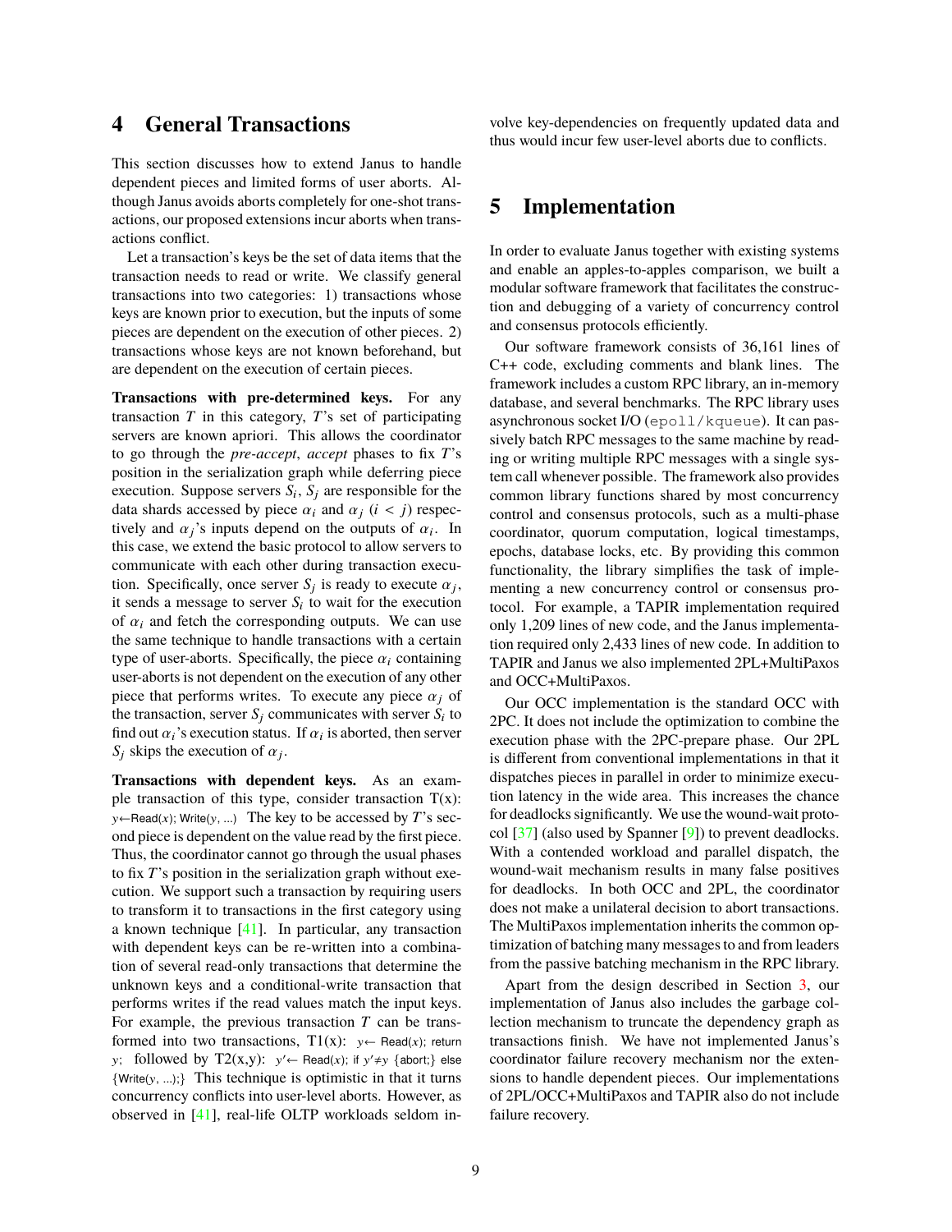# 4 General Transactions

This section discusses how to extend Janus to handle dependent pieces and limited forms of user aborts. Although Janus avoids aborts completely for one-shot transactions, our proposed extensions incur aborts when transactions conflict.

Let a transaction's keys be the set of data items that the transaction needs to read or write. We classify general transactions into two categories: 1) transactions whose keys are known prior to execution, but the inputs of some pieces are dependent on the execution of other pieces. 2) transactions whose keys are not known beforehand, but are dependent on the execution of certain pieces.

**Transactions with pre-determined keys.** For any transaction $T$ in this category, $T$'s set of participating servers are known apriori. This allows the coordinator to go through the *pre-accept*, *accept* phases to fix $T$'s position in the serialization graph while deferring piece execution. Suppose servers $S_i$, $S_j$ are responsible for the data shards accessed by piece $\alpha_i$ and $\alpha_j$ ($i < j$) respectively and $\alpha_j$'s inputs depend on the outputs of $\alpha_i$. In this case, we extend the basic protocol to allow servers to communicate with each other during transaction execution. Specifically, once server $S_j$ is ready to execute $\alpha_j$, it sends a message to server $S_i$ to wait for the execution of $\alpha_i$ and fetch the corresponding outputs. We can use the same technique to handle transactions with a certain type of user-aborts. Specifically, the piece $\alpha_i$ containing user-aborts is not dependent on the execution of any other piece that performs writes. To execute any piece $\alpha_j$ of the transaction, server $S_j$ communicates with server $S_i$ to find out $\alpha_i$'s execution status. If $\alpha_i$ is aborted, then server $S_j$ skips the execution of $\alpha_j$.

**Transactions with dependent keys.** As an example transaction of this type, consider transaction T(x): $y \leftarrow$ Read($x$); Write($y$, ...) The key to be accessed by $T$'s second piece is dependent on the value read by the first piece. Thus, the coordinator cannot go through the usual phases to fix $T$'s position in the serialization graph without execution. We support such a transaction by requiring users to transform it to transactions in the first category using a known technique [41]. In particular, any transaction with dependent keys can be re-written into a combination of several read-only transactions that determine the unknown keys and a conditional-write transaction that performs writes if the read values match the input keys. For example, the previous transaction $T$ can be transformed into two transactions, T1(x): $y \leftarrow$ Read($x$); return $y$; followed by T2(x,y): $y' \leftarrow$ Read($x$); if $y' \neq y$ {abort;} else {Write($y$, ...);} This technique is optimistic in that it turns concurrency conflicts into user-level aborts. However, as observed in [41], real-life OLTP workloads seldom involve key-dependencies on frequently updated data and thus would incur few user-level aborts due to conflicts.

# 5 Implementation

In order to evaluate Janus together with existing systems and enable an apples-to-apples comparison, we built a modular software framework that facilitates the construction and debugging of a variety of concurrency control and consensus protocols efficiently.

Our software framework consists of 36,161 lines of C++ code, excluding comments and blank lines. The framework includes a custom RPC library, an in-memory database, and several benchmarks. The RPC library uses asynchronous socket I/O (`epoll/kqueue`). It can passively batch RPC messages to the same machine by reading or writing multiple RPC messages with a single system call whenever possible. The framework also provides common library functions shared by most concurrency control and consensus protocols, such as a multi-phase coordinator, quorum computation, logical timestamps, epochs, database locks, etc. By providing this common functionality, the library simplifies the task of implementing a new concurrency control or consensus protocol. For example, a TAPIR implementation required only 1,209 lines of new code, and the Janus implementation required only 2,433 lines of new code. In addition to TAPIR and Janus we also implemented 2PL+MultiPaxos and OCC+MultiPaxos.

Our OCC implementation is the standard OCC with 2PC. It does not include the optimization to combine the execution phase with the 2PC-prepare phase. Our 2PL is different from conventional implementations in that it dispatches pieces in parallel in order to minimize execution latency in the wide area. This increases the chance for deadlocks significantly. We use the wound-wait protocol [37] (also used by Spanner [9]) to prevent deadlocks. With a contended workload and parallel dispatch, the wound-wait mechanism results in many false positives for deadlocks. In both OCC and 2PL, the coordinator does not make a unilateral decision to abort transactions. The MultiPaxos implementation inherits the common optimization of batching many messages to and from leaders from the passive batching mechanism in the RPC library.

Apart from the design described in Section 3, our implementation of Janus also includes the garbage collection mechanism to truncate the dependency graph as transactions finish. We have not implemented Janus's coordinator failure recovery mechanism nor the extensions to handle dependent pieces. Our implementations of 2PL/OCC+MultiPaxos and TAPIR also do not include failure recovery.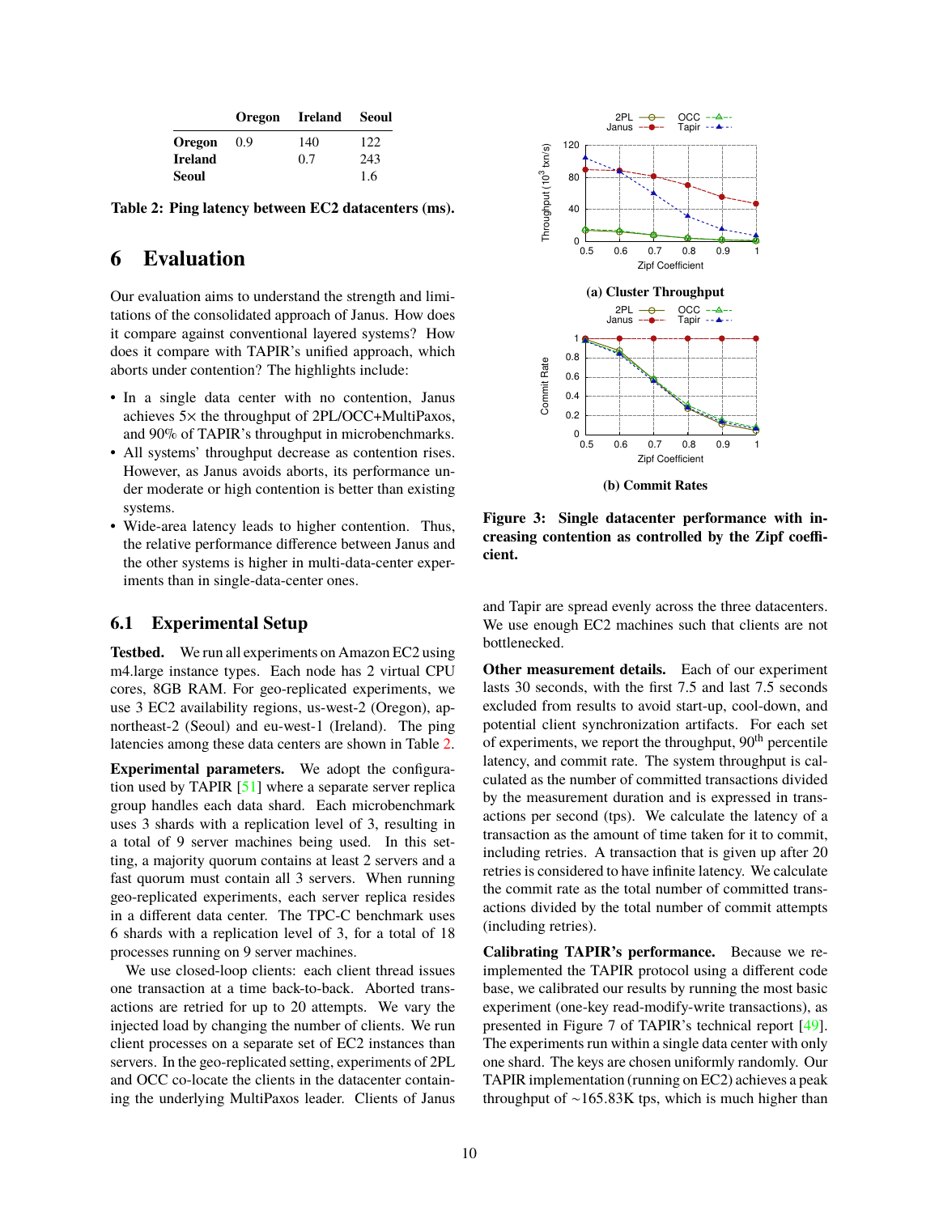| | Oregon | Ireland | Seoul |
|---|---|---|---|
| **Oregon** | 0.9 | 140 | 122 |
| **Ireland** | | 0.7 | 243 |
| **Seoul** | | | 1.6 |

**Table 2: Ping latency between EC2 datacenters (ms).**

# 6 Evaluation

Our evaluation aims to understand the strength and limitations of the consolidated approach of Janus. How does it compare against conventional layered systems? How does it compare with TAPIR's unified approach, which aborts under contention? The highlights include:

- In a single data center with no contention, Janus achieves 5× the throughput of 2PL/OCC+MultiPaxos, and 90% of TAPIR's throughput in microbenchmarks.
- All systems' throughput decrease as contention rises. However, as Janus avoids aborts, its performance under moderate or high contention is better than existing systems.
- Wide-area latency leads to higher contention. Thus, the relative performance difference between Janus and the other systems is higher in multi-data-center experiments than in single-data-center ones.

## 6.1 Experimental Setup

**Testbed.** We run all experiments on Amazon EC2 using m4.large instance types. Each node has 2 virtual CPU cores, 8GB RAM. For geo-replicated experiments, we use 3 EC2 availability regions, us-west-2 (Oregon), ap-northeast-2 (Seoul) and eu-west-1 (Ireland). The ping latencies among these data centers are shown in Table 2.

**Experimental parameters.** We adopt the configuration used by TAPIR [51] where a separate server replica group handles each data shard. Each microbenchmark uses 3 shards with a replication level of 3, resulting in a total of 9 server machines being used. In this setting, a majority quorum contains at least 2 servers and a fast quorum must contain all 3 servers. When running geo-replicated experiments, each server replica resides in a different data center. The TPC-C benchmark uses 6 shards with a replication level of 3, for a total of 18 processes running on 9 server machines.

We use closed-loop clients: each client thread issues one transaction at a time back-to-back. Aborted transactions are retried for up to 20 attempts. We vary the injected load by changing the number of clients. We run client processes on a separate set of EC2 instances than servers. In the geo-replicated setting, experiments of 2PL and OCC co-locate the clients in the datacenter containing the underlying MultiPaxos leader. Clients of Janus and Tapir are spread evenly across the three datacenters. We use enough EC2 machines such that clients are not bottlenecked.

**(a) Cluster Throughput**

**(b) Commit Rates**

**Figure 3: Single datacenter performance with increasing contention as controlled by the Zipf coefficient.**

**Other measurement details.** Each of our experiment lasts 30 seconds, with the first 7.5 and last 7.5 seconds excluded from results to avoid start-up, cool-down, and potential client synchronization artifacts. For each set of experiments, we report the throughput, 90$^{th}$ percentile latency, and commit rate. The system throughput is calculated as the number of committed transactions divided by the measurement duration and is expressed in transactions per second (tps). We calculate the latency of a transaction as the amount of time taken for it to commit, including retries. A transaction that is given up after 20 retries is considered to have infinite latency. We calculate the commit rate as the total number of committed transactions divided by the total number of commit attempts (including retries).

**Calibrating TAPIR's performance.** Because we re-implemented the TAPIR protocol using a different code base, we calibrated our results by running the most basic experiment (one-key read-modify-write transactions), as presented in Figure 7 of TAPIR's technical report [49]. The experiments run within a single data center with only one shard. The keys are chosen uniformly randomly. Our TAPIR implementation (running on EC2) achieves a peak throughput of ~165.83K tps, which is much higher than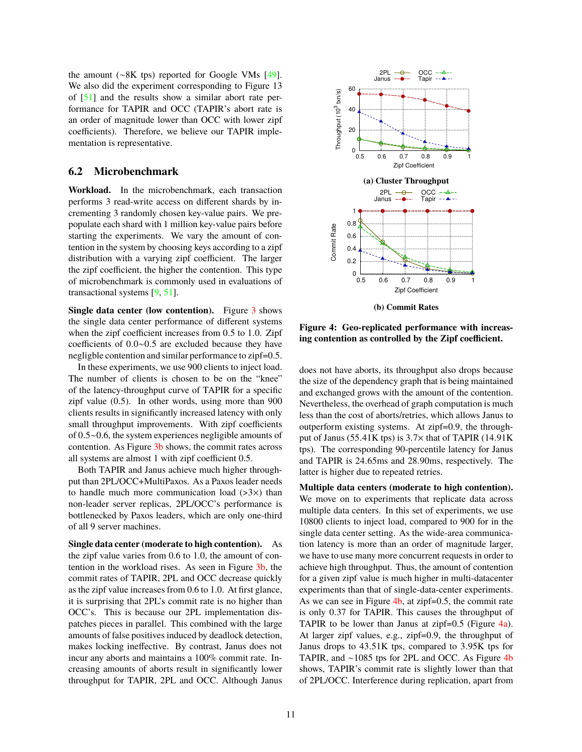the amount (~8K tps) reported for Google VMs [49]. We also did the experiment corresponding to Figure 13 of [51] and the results show a similar abort rate performance for TAPIR and OCC (TAPIR's abort rate is an order of magnitude lower than OCC with lower zipf coefficients). Therefore, we believe our TAPIR implementation is representative.

## 6.2 Microbenchmark

**Workload.** In the microbenchmark, each transaction performs 3 read-write access on different shards by incrementing 3 randomly chosen key-value pairs. We prepopulate each shard with 1 million key-value pairs before starting the experiments. We vary the amount of contention in the system by choosing keys according to a zipf distribution with a varying zipf coefficient. The larger the zipf coefficient, the higher the contention. This type of microbenchmark is commonly used in evaluations of transactional systems [9, 51].

**Single data center (low contention).** Figure 3 shows the single data center performance of different systems when the zipf coefficient increases from 0.5 to 1.0. Zipf coefficients of 0.0~0.5 are excluded because they have negligible contention and similar performance to zipf=0.5.

In these experiments, we use 900 clients to inject load. The number of clients is chosen to be on the "knee" of the latency-throughput curve of TAPIR for a specific zipf value (0.5). In other words, using more than 900 clients results in significantly increased latency with only small throughput improvements. With zipf coefficients of 0.5~0.6, the system experiences negligible amounts of contention. As Figure 3b shows, the commit rates across all systems are almost 1 with zipf coefficient 0.5.

Both TAPIR and Janus achieve much higher throughput than 2PL/OCC+MultiPaxos. As a Paxos leader needs to handle much more communication load (>3×) than non-leader server replicas, 2PL/OCC's performance is bottlenecked by Paxos leaders, which are only one-third of all 9 server machines.

**Single data center (moderate to high contention).** As the zipf value varies from 0.6 to 1.0, the amount of contention in the workload rises. As seen in Figure 3b, the commit rates of TAPIR, 2PL and OCC decrease quickly as the zipf value increases from 0.6 to 1.0. At first glance, it is surprising that 2PL's commit rate is no higher than OCC's. This is because our 2PL implementation dispatches pieces in parallel. This combined with the large amounts of false positives induced by deadlock detection, makes locking ineffective. By contrast, Janus does not incur any aborts and maintains a 100% commit rate. Increasing amounts of aborts result in significantly lower throughput for TAPIR, 2PL and OCC. Although Janus does not have aborts, its throughput also drops because the size of the dependency graph that is being maintained and exchanged grows with the amount of the contention. Nevertheless, the overhead of graph computation is much less than the cost of aborts/retries, which allows Janus to outperform existing systems. At zipf=0.9, the throughput of Janus (55.41K tps) is 3.7× that of TAPIR (14.91K tps). The corresponding 90-percentile latency for Janus and TAPIR is 24.65ms and 28.90ms, respectively. The latter is higher due to repeated retries.

**(a) Cluster Throughput**

**(b) Commit Rates**

**Figure 4: Geo-replicated performance with increasing contention as controlled by the Zipf coefficient.**

**Multiple data centers (moderate to high contention).** We move on to experiments that replicate data across multiple data centers. In this set of experiments, we use 10800 clients to inject load, compared to 900 for in the single data center setting. As the wide-area communication latency is more than an order of magnitude larger, we have to use many more concurrent requests in order to achieve high throughput. Thus, the amount of contention for a given zipf value is much higher in multi-datacenter experiments than that of single-data-center experiments. As we can see in Figure 4b, at zipf=0.5, the commit rate is only 0.37 for TAPIR. This causes the throughput of TAPIR to be lower than Janus at zipf=0.5 (Figure 4a). At larger zipf values, e.g., zipf=0.9, the throughput of Janus drops to 43.51K tps, compared to 3.95K tps for TAPIR, and ~1085 tps for 2PL and OCC. As Figure 4b shows, TAPIR's commit rate is slightly lower than that of 2PL/OCC. Interference during replication, apart from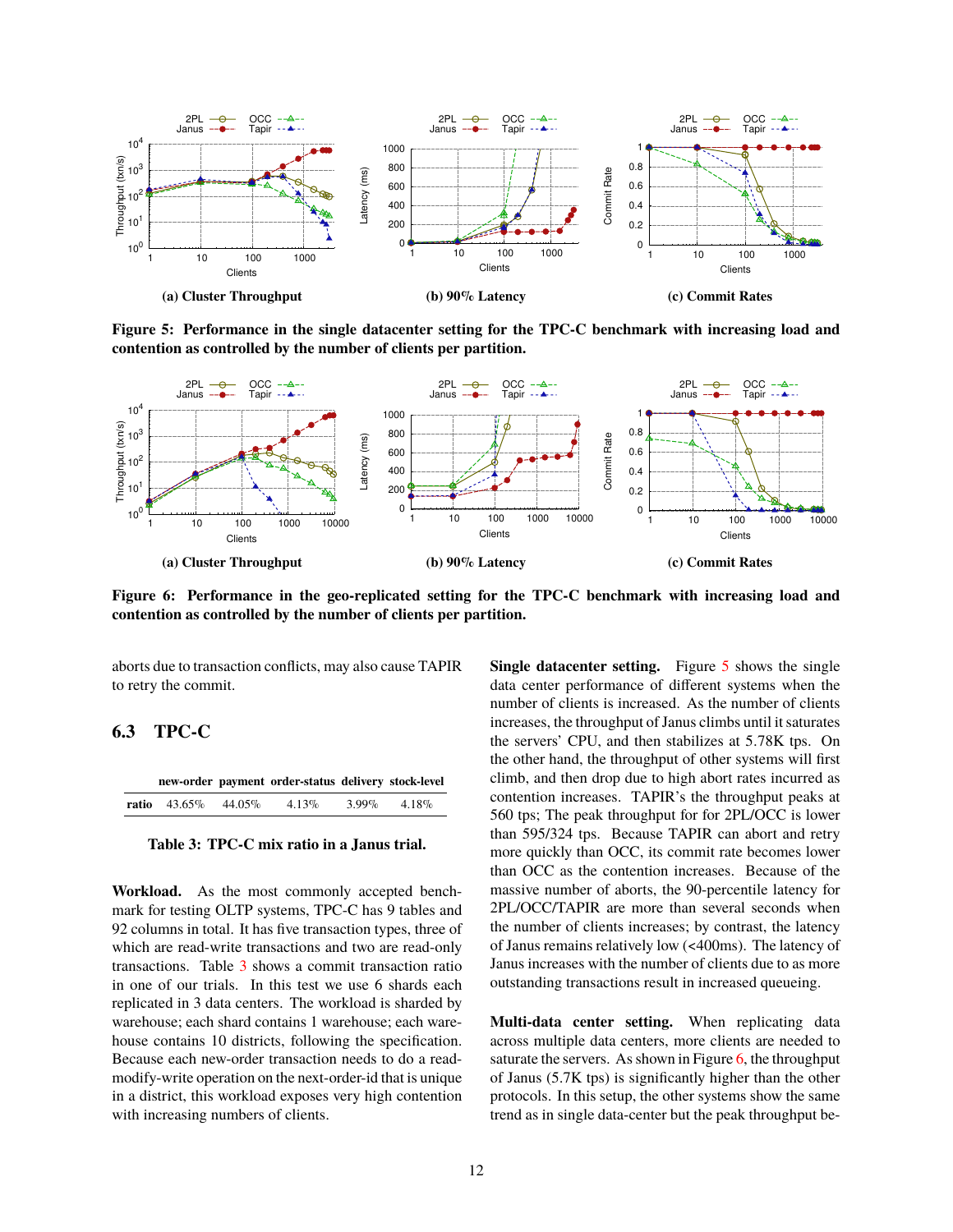(a) Cluster Throughput

(b) 90% Latency

(c) Commit Rates

**Figure 5: Performance in the single datacenter setting for the TPC-C benchmark with increasing load and contention as controlled by the number of clients per partition.**

(a) Cluster Throughput

(b) 90% Latency

(c) Commit Rates

**Figure 6: Performance in the geo-replicated setting for the TPC-C benchmark with increasing load and contention as controlled by the number of clients per partition.**

aborts due to transaction conflicts, may also cause TAPIR to retry the commit.

### 6.3 TPC-C

| | new-order | payment | order-status | delivery | stock-level |
|---|---|---|---|---|---|
| **ratio** | 43.65% | 44.05% | 4.13% | 3.99% | 4.18% |

**Table 3: TPC-C mix ratio in a Janus trial.**

**Workload.** As the most commonly accepted benchmark for testing OLTP systems, TPC-C has 9 tables and 92 columns in total. It has five transaction types, three of which are read-write transactions and two are read-only transactions. Table 3 shows a commit transaction ratio in one of our trials. In this test we use 6 shards each replicated in 3 data centers. The workload is sharded by warehouse; each shard contains 1 warehouse; each warehouse contains 10 districts, following the specification. Because each new-order transaction needs to do a read-modify-write operation on the next-order-id that is unique in a district, this workload exposes very high contention with increasing numbers of clients.

**Single datacenter setting.** Figure 5 shows the single data center performance of different systems when the number of clients is increased. As the number of clients increases, the throughput of Janus climbs until it saturates the servers' CPU, and then stabilizes at 5.78K tps. On the other hand, the throughput of other systems will first climb, and then drop due to high abort rates incurred as contention increases. TAPIR's the throughput peaks at 560 tps; The peak throughput for for 2PL/OCC is lower than 595/324 tps. Because TAPIR can abort and retry more quickly than OCC, its commit rate becomes lower than OCC as the contention increases. Because of the massive number of aborts, the 90-percentile latency for 2PL/OCC/TAPIR are more than several seconds when the number of clients increases; by contrast, the latency of Janus remains relatively low (<400ms). The latency of Janus increases with the number of clients due to as more outstanding transactions result in increased queueing.

**Multi-data center setting.** When replicating data across multiple data centers, more clients are needed to saturate the servers. As shown in Figure 6, the throughput of Janus (5.7K tps) is significantly higher than the other protocols. In this setup, the other systems show the same trend as in single data-center but the peak throughput be-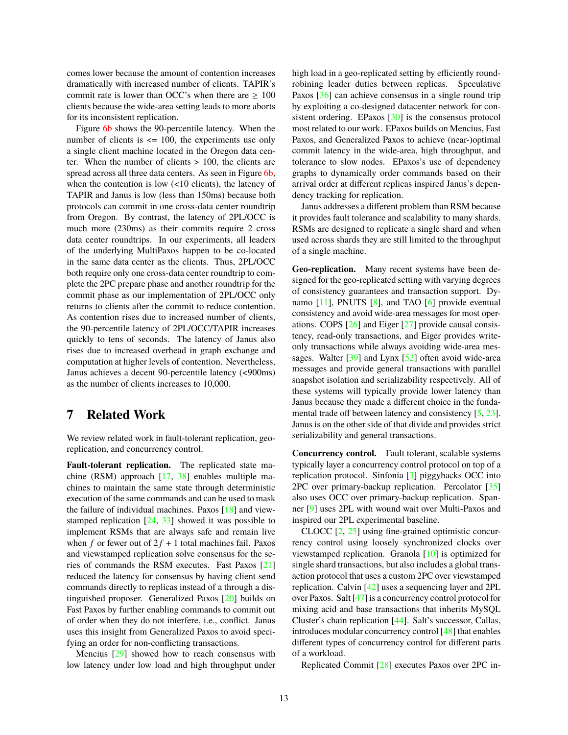comes lower because the amount of contention increases dramatically with increased number of clients. TAPIR's commit rate is lower than OCC's when there are ≥ 100 clients because the wide-area setting leads to more aborts for its inconsistent replication.

Figure 6b shows the 90-percentile latency. When the number of clients is <= 100, the experiments use only a single client machine located in the Oregon data center. When the number of clients > 100, the clients are spread across all three data centers. As seen in Figure 6b, when the contention is low (<10 clients), the latency of TAPIR and Janus is low (less than 150ms) because both protocols can commit in one cross-data center roundtrip from Oregon. By contrast, the latency of 2PL/OCC is much more (230ms) as their commits require 2 cross data center roundtrips. In our experiments, all leaders of the underlying MultiPaxos happen to be co-located in the same data center as the clients. Thus, 2PL/OCC both require only one cross-data center roundtrip to complete the 2PC prepare phase and another roundtrip for the commit phase as our implementation of 2PL/OCC only returns to clients after the commit to reduce contention. As contention rises due to increased number of clients, the 90-percentile latency of 2PL/OCC/TAPIR increases quickly to tens of seconds. The latency of Janus also rises due to increased overhead in graph exchange and computation at higher levels of contention. Nevertheless, Janus achieves a decent 90-percentile latency (<900ms) as the number of clients increases to 10,000.

# 7 Related Work

We review related work in fault-tolerant replication, geo-replication, and concurrency control.

**Fault-tolerant replication.** The replicated state machine (RSM) approach [17, 38] enables multiple machines to maintain the same state through deterministic execution of the same commands and can be used to mask the failure of individual machines. Paxos [18] and viewstamped replication [24, 33] showed it was possible to implement RSMs that are always safe and remain live when $f$ or fewer out of $2f + 1$ total machines fail. Paxos and viewstamped replication solve consensus for the series of commands the RSM executes. Fast Paxos [21] reduced the latency for consensus by having client send commands directly to replicas instead of a through a distinguished proposer. Generalized Paxos [20] builds on Fast Paxos by further enabling commands to commit out of order when they do not interfere, i.e., conflict. Janus uses this insight from Generalized Paxos to avoid specifying an order for non-conflicting transactions.

Mencius [29] showed how to reach consensus with low latency under low load and high throughput under high load in a geo-replicated setting by efficiently round-robining leader duties between replicas. Speculative Paxos [36] can achieve consensus in a single round trip by exploiting a co-designed datacenter network for consistent ordering. EPaxos [30] is the consensus protocol most related to our work. EPaxos builds on Mencius, Fast Paxos, and Generalized Paxos to achieve (near-)optimal commit latency in the wide-area, high throughput, and tolerance to slow nodes. EPaxos's use of dependency graphs to dynamically order commands based on their arrival order at different replicas inspired Janus's dependency tracking for replication.

Janus addresses a different problem than RSM because it provides fault tolerance and scalability to many shards. RSMs are designed to replicate a single shard and when used across shards they are still limited to the throughput of a single machine.

**Geo-replication.** Many recent systems have been designed for the geo-replicated setting with varying degrees of consistency guarantees and transaction support. Dynamo [11], PNUTS [8], and TAO [6] provide eventual consistency and avoid wide-area messages for most operations. COPS [26] and Eiger [27] provide causal consistency, read-only transactions, and Eiger provides write-only transactions while always avoiding wide-area messages. Walter [39] and Lynx [52] often avoid wide-area messages and provide general transactions with parallel snapshot isolation and serializability respectively. All of these systems will typically provide lower latency than Janus because they made a different choice in the fundamental trade off between latency and consistency [5, 23]. Janus is on the other side of that divide and provides strict serializability and general transactions.

**Concurrency control.** Fault tolerant, scalable systems typically layer a concurrency control protocol on top of a replication protocol. Sinfonia [3] piggybacks OCC into 2PC over primary-backup replication. Percolator [35] also uses OCC over primary-backup replication. Spanner [9] uses 2PL with wound wait over Multi-Paxos and inspired our 2PL experimental baseline.

CLOCC [2, 25] using fine-grained optimistic concurrency control using loosely synchronized clocks over viewstamped replication. Granola [10] is optimized for single shard transactions, but also includes a global transaction protocol that uses a custom 2PC over viewstamped replication. Calvin [42] uses a sequencing layer and 2PL over Paxos. Salt [47] is a concurrency control protocol for mixing acid and base transactions that inherits MySQL Cluster's chain replication [44]. Salt's successor, Callas, introduces modular concurrency control [48] that enables different types of concurrency control for different parts of a workload.

Replicated Commit [28] executes Paxos over 2PC in-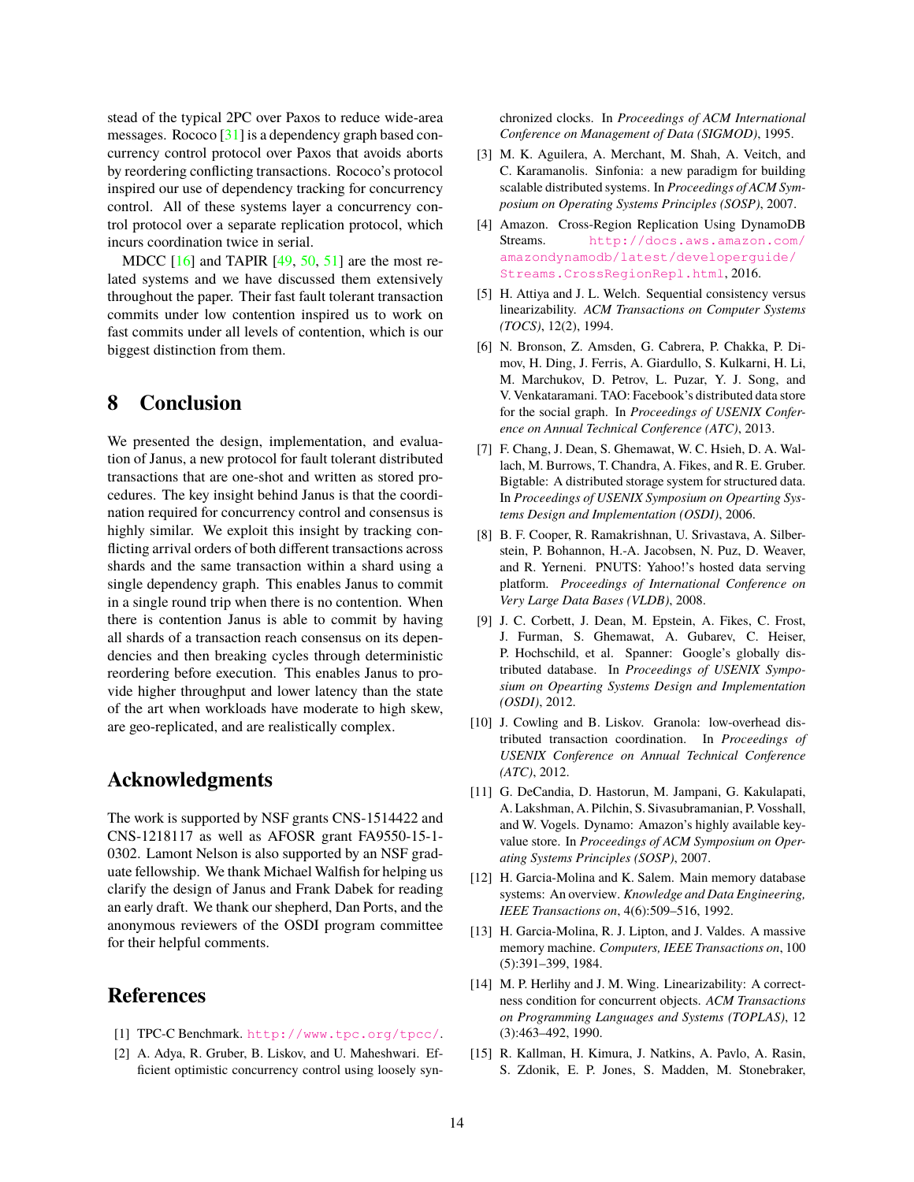stead of the typical 2PC over Paxos to reduce wide-area messages. Rococo [31] is a dependency graph based concurrency control protocol over Paxos that avoids aborts by reordering conflicting transactions. Rococo's protocol inspired our use of dependency tracking for concurrency control. All of these systems layer a concurrency control protocol over a separate replication protocol, which incurs coordination twice in serial.

MDCC [16] and TAPIR [49, 50, 51] are the most related systems and we have discussed them extensively throughout the paper. Their fast fault tolerant transaction commits under low contention inspired us to work on fast commits under all levels of contention, which is our biggest distinction from them.

## 8 Conclusion

We presented the design, implementation, and evaluation of Janus, a new protocol for fault tolerant distributed transactions that are one-shot and written as stored procedures. The key insight behind Janus is that the coordination required for concurrency control and consensus is highly similar. We exploit this insight by tracking conflicting arrival orders of both different transactions across shards and the same transaction within a shard using a single dependency graph. This enables Janus to commit in a single round trip when there is no contention. When there is contention Janus is able to commit by having all shards of a transaction reach consensus on its dependencies and then breaking cycles through deterministic reordering before execution. This enables Janus to provide higher throughput and lower latency than the state of the art when workloads have moderate to high skew, are geo-replicated, and are realistically complex.

## Acknowledgments

The work is supported by NSF grants CNS-1514422 and CNS-1218117 as well as AFOSR grant FA9550-15-1-0302. Lamont Nelson is also supported by an NSF graduate fellowship. We thank Michael Walfish for helping us clarify the design of Janus and Frank Dabek for reading an early draft. We thank our shepherd, Dan Ports, and the anonymous reviewers of the OSDI program committee for their helpful comments.

## References

[1] TPC-C Benchmark. http://www.tpc.org/tpcc/.

[2] A. Adya, R. Gruber, B. Liskov, and U. Maheshwari. Efficient optimistic concurrency control using loosely synchronized clocks. In *Proceedings of ACM International Conference on Management of Data (SIGMOD)*, 1995.

[3] M. K. Aguilera, A. Merchant, M. Shah, A. Veitch, and C. Karamanolis. Sinfonia: a new paradigm for building scalable distributed systems. In *Proceedings of ACM Symposium on Operating Systems Principles (SOSP)*, 2007.

[4] Amazon. Cross-Region Replication Using DynamoDB Streams. http://docs.aws.amazon.com/amazondynamodb/latest/developerguide/Streams.CrossRegionRepl.html, 2016.

[5] H. Attiya and J. L. Welch. Sequential consistency versus linearizability. *ACM Transactions on Computer Systems (TOCS)*, 12(2), 1994.

[6] N. Bronson, Z. Amsden, G. Cabrera, P. Chakka, P. Dimov, H. Ding, J. Ferris, A. Giardullo, S. Kulkarni, H. Li, M. Marchukov, D. Petrov, L. Puzar, Y. J. Song, and V. Venkataramani. TAO: Facebook's distributed data store for the social graph. In *Proceedings of USENIX Conference on Annual Technical Conference (ATC)*, 2013.

[7] F. Chang, J. Dean, S. Ghemawat, W. C. Hsieh, D. A. Wallach, M. Burrows, T. Chandra, A. Fikes, and R. E. Gruber. Bigtable: A distributed storage system for structured data. In *Proceedings of USENIX Symposium on Opearting Systems Design and Implementation (OSDI)*, 2006.

[8] B. F. Cooper, R. Ramakrishnan, U. Srivastava, A. Silberstein, P. Bohannon, H.-A. Jacobsen, N. Puz, D. Weaver, and R. Yerneni. PNUTS: Yahoo!'s hosted data serving platform. *Proceedings of International Conference on Very Large Data Bases (VLDB)*, 2008.

[9] J. C. Corbett, J. Dean, M. Epstein, A. Fikes, C. Frost, J. Furman, S. Ghemawat, A. Gubarev, C. Heiser, P. Hochschild, et al. Spanner: Google's globally distributed database. In *Proceedings of USENIX Symposium on Opearting Systems Design and Implementation (OSDI)*, 2012.

[10] J. Cowling and B. Liskov. Granola: low-overhead distributed transaction coordination. In *Proceedings of USENIX Conference on Annual Technical Conference (ATC)*, 2012.

[11] G. DeCandia, D. Hastorun, M. Jampani, G. Kakulapati, A. Lakshman, A. Pilchin, S. Sivasubramanian, P. Vosshall, and W. Vogels. Dynamo: Amazon's highly available key-value store. In *Proceedings of ACM Symposium on Operating Systems Principles (SOSP)*, 2007.

[12] H. Garcia-Molina and K. Salem. Main memory database systems: An overview. *Knowledge and Data Engineering, IEEE Transactions on*, 4(6):509–516, 1992.

[13] H. Garcia-Molina, R. J. Lipton, and J. Valdes. A massive memory machine. *Computers, IEEE Transactions on*, 100 (5):391–399, 1984.

[14] M. P. Herlihy and J. M. Wing. Linearizability: A correctness condition for concurrent objects. *ACM Transactions on Programming Languages and Systems (TOPLAS)*, 12 (3):463–492, 1990.

[15] R. Kallman, H. Kimura, J. Natkins, A. Pavlo, A. Rasin, S. Zdonik, E. P. Jones, S. Madden, M. Stonebraker,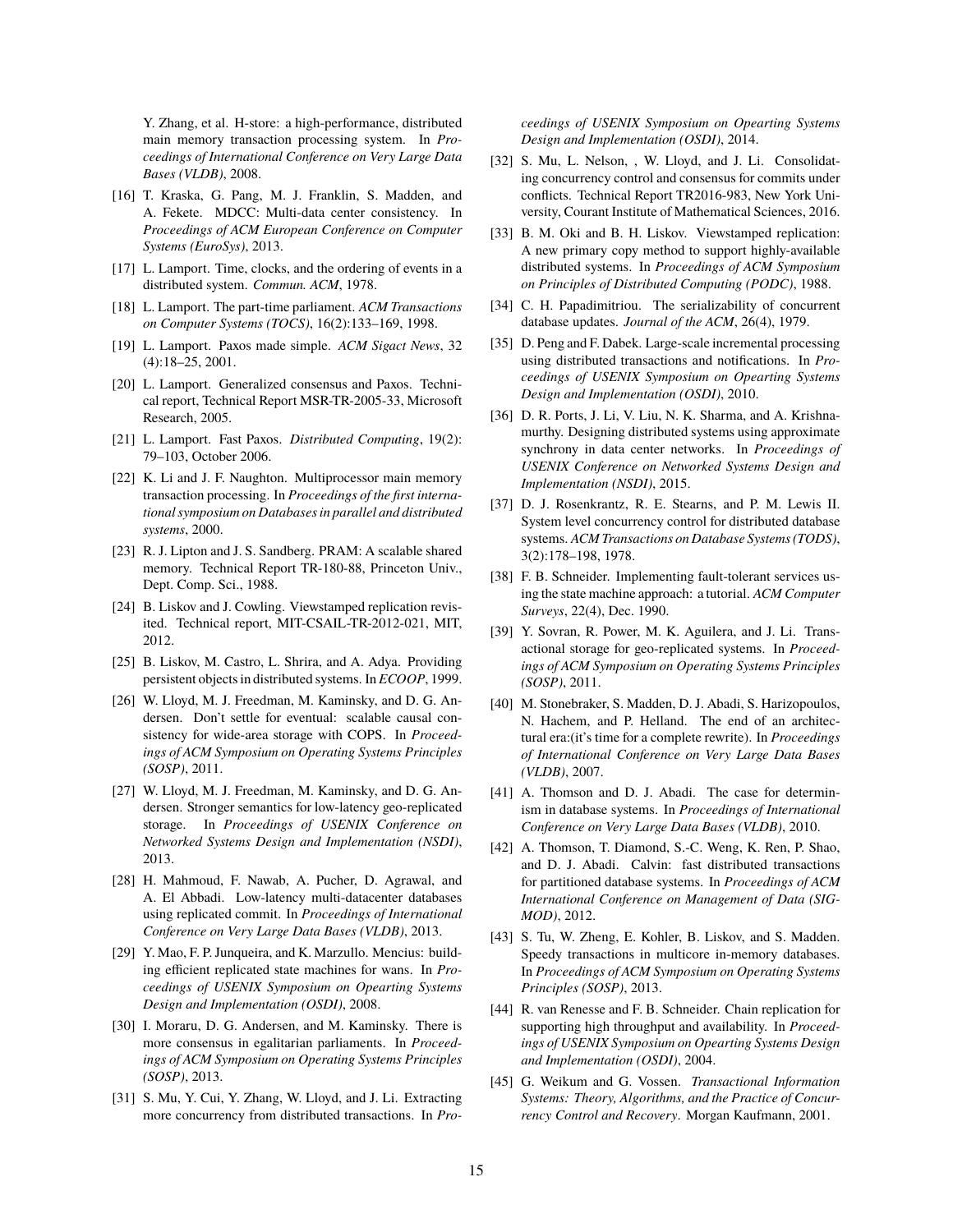Y. Zhang, et al. H-store: a high-performance, distributed main memory transaction processing system. In *Proceedings of International Conference on Very Large Data Bases (VLDB)*, 2008.

[16] T. Kraska, G. Pang, M. J. Franklin, S. Madden, and A. Fekete. MDCC: Multi-data center consistency. In *Proceedings of ACM European Conference on Computer Systems (EuroSys)*, 2013.

[17] L. Lamport. Time, clocks, and the ordering of events in a distributed system. *Commun. ACM*, 1978.

[18] L. Lamport. The part-time parliament. *ACM Transactions on Computer Systems (TOCS)*, 16(2):133–169, 1998.

[19] L. Lamport. Paxos made simple. *ACM Sigact News*, 32 (4):18–25, 2001.

[20] L. Lamport. Generalized consensus and Paxos. Technical report, Technical Report MSR-TR-2005-33, Microsoft Research, 2005.

[21] L. Lamport. Fast Paxos. *Distributed Computing*, 19(2): 79–103, October 2006.

[22] K. Li and J. F. Naughton. Multiprocessor main memory transaction processing. In *Proceedings of the first international symposium on Databases in parallel and distributed systems*, 2000.

[23] R. J. Lipton and J. S. Sandberg. PRAM: A scalable shared memory. Technical Report TR-180-88, Princeton Univ., Dept. Comp. Sci., 1988.

[24] B. Liskov and J. Cowling. Viewstamped replication revisited. Technical report, MIT-CSAIL-TR-2012-021, MIT, 2012.

[25] B. Liskov, M. Castro, L. Shrira, and A. Adya. Providing persistent objects in distributed systems. In *ECOOP*, 1999.

[26] W. Lloyd, M. J. Freedman, M. Kaminsky, and D. G. Andersen. Don't settle for eventual: scalable causal consistency for wide-area storage with COPS. In *Proceedings of ACM Symposium on Operating Systems Principles (SOSP)*, 2011.

[27] W. Lloyd, M. J. Freedman, M. Kaminsky, and D. G. Andersen. Stronger semantics for low-latency geo-replicated storage. In *Proceedings of USENIX Conference on Networked Systems Design and Implementation (NSDI)*, 2013.

[28] H. Mahmoud, F. Nawab, A. Pucher, D. Agrawal, and A. El Abbadi. Low-latency multi-datacenter databases using replicated commit. In *Proceedings of International Conference on Very Large Data Bases (VLDB)*, 2013.

[29] Y. Mao, F. P. Junqueira, and K. Marzullo. Mencius: building efficient replicated state machines for wans. In *Proceedings of USENIX Symposium on Opearting Systems Design and Implementation (OSDI)*, 2008.

[30] I. Moraru, D. G. Andersen, and M. Kaminsky. There is more consensus in egalitarian parliaments. In *Proceedings of ACM Symposium on Operating Systems Principles (SOSP)*, 2013.

[31] S. Mu, Y. Cui, Y. Zhang, W. Lloyd, and J. Li. Extracting more concurrency from distributed transactions. In *Proceedings of USENIX Symposium on Opearting Systems Design and Implementation (OSDI)*, 2014.

[32] S. Mu, L. Nelson, , W. Lloyd, and J. Li. Consolidating concurrency control and consensus for commits under conflicts. Technical Report TR2016-983, New York University, Courant Institute of Mathematical Sciences, 2016.

[33] B. M. Oki and B. H. Liskov. Viewstamped replication: A new primary copy method to support highly-available distributed systems. In *Proceedings of ACM Symposium on Principles of Distributed Computing (PODC)*, 1988.

[34] C. H. Papadimitriou. The serializability of concurrent database updates. *Journal of the ACM*, 26(4), 1979.

[35] D. Peng and F. Dabek. Large-scale incremental processing using distributed transactions and notifications. In *Proceedings of USENIX Symposium on Opearting Systems Design and Implementation (OSDI)*, 2010.

[36] D. R. Ports, J. Li, V. Liu, N. K. Sharma, and A. Krishnamurthy. Designing distributed systems using approximate synchrony in data center networks. In *Proceedings of USENIX Conference on Networked Systems Design and Implementation (NSDI)*, 2015.

[37] D. J. Rosenkrantz, R. E. Stearns, and P. M. Lewis II. System level concurrency control for distributed database systems. *ACM Transactions on Database Systems (TODS)*, 3(2):178–198, 1978.

[38] F. B. Schneider. Implementing fault-tolerant services using the state machine approach: a tutorial. *ACM Computer Surveys*, 22(4), Dec. 1990.

[39] Y. Sovran, R. Power, M. K. Aguilera, and J. Li. Transactional storage for geo-replicated systems. In *Proceedings of ACM Symposium on Operating Systems Principles (SOSP)*, 2011.

[40] M. Stonebraker, S. Madden, D. J. Abadi, S. Harizopoulos, N. Hachem, and P. Helland. The end of an architectural era:(it's time for a complete rewrite). In *Proceedings of International Conference on Very Large Data Bases (VLDB)*, 2007.

[41] A. Thomson and D. J. Abadi. The case for determinism in database systems. In *Proceedings of International Conference on Very Large Data Bases (VLDB)*, 2010.

[42] A. Thomson, T. Diamond, S.-C. Weng, K. Ren, P. Shao, and D. J. Abadi. Calvin: fast distributed transactions for partitioned database systems. In *Proceedings of ACM International Conference on Management of Data (SIGMOD)*, 2012.

[43] S. Tu, W. Zheng, E. Kohler, B. Liskov, and S. Madden. Speedy transactions in multicore in-memory databases. In *Proceedings of ACM Symposium on Operating Systems Principles (SOSP)*, 2013.

[44] R. van Renesse and F. B. Schneider. Chain replication for supporting high throughput and availability. In *Proceedings of USENIX Symposium on Opearting Systems Design and Implementation (OSDI)*, 2004.

[45] G. Weikum and G. Vossen. *Transactional Information Systems: Theory, Algorithms, and the Practice of Concurrency Control and Recovery*. Morgan Kaufmann, 2001.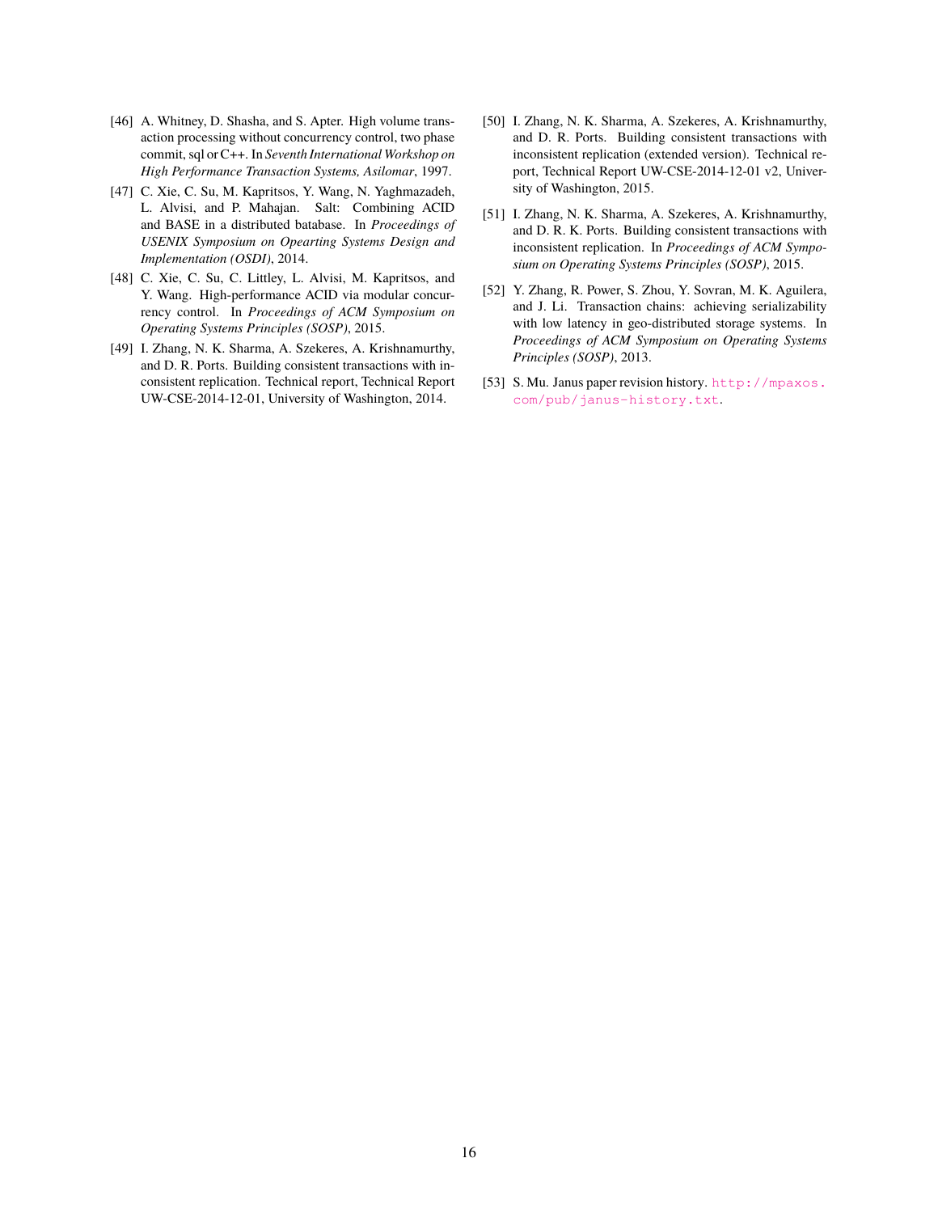[46] A. Whitney, D. Shasha, and S. Apter. High volume transaction processing without concurrency control, two phase commit, sql or C++. In *Seventh International Workshop on High Performance Transaction Systems, Asilomar*, 1997.

[47] C. Xie, C. Su, M. Kapritsos, Y. Wang, N. Yaghmazadeh, L. Alvisi, and P. Mahajan. Salt: Combining ACID and BASE in a distributed batabase. In *Proceedings of USENIX Symposium on Opearting Systems Design and Implementation (OSDI)*, 2014.

[48] C. Xie, C. Su, C. Littley, L. Alvisi, M. Kapritsos, and Y. Wang. High-performance ACID via modular concurrency control. In *Proceedings of ACM Symposium on Operating Systems Principles (SOSP)*, 2015.

[49] I. Zhang, N. K. Sharma, A. Szekeres, A. Krishnamurthy, and D. R. Ports. Building consistent transactions with inconsistent replication. Technical report, Technical Report UW-CSE-2014-12-01, University of Washington, 2014.

[50] I. Zhang, N. K. Sharma, A. Szekeres, A. Krishnamurthy, and D. R. Ports. Building consistent transactions with inconsistent replication (extended version). Technical report, Technical Report UW-CSE-2014-12-01 v2, University of Washington, 2015.

[51] I. Zhang, N. K. Sharma, A. Szekeres, A. Krishnamurthy, and D. R. K. Ports. Building consistent transactions with inconsistent replication. In *Proceedings of ACM Symposium on Operating Systems Principles (SOSP)*, 2015.

[52] Y. Zhang, R. Power, S. Zhou, Y. Sovran, M. K. Aguilera, and J. Li. Transaction chains: achieving serializability with low latency in geo-distributed storage systems. In *Proceedings of ACM Symposium on Operating Systems Principles (SOSP)*, 2013.

[53] S. Mu. Janus paper revision history. http://mpaxos.com/pub/janus-history.txt.